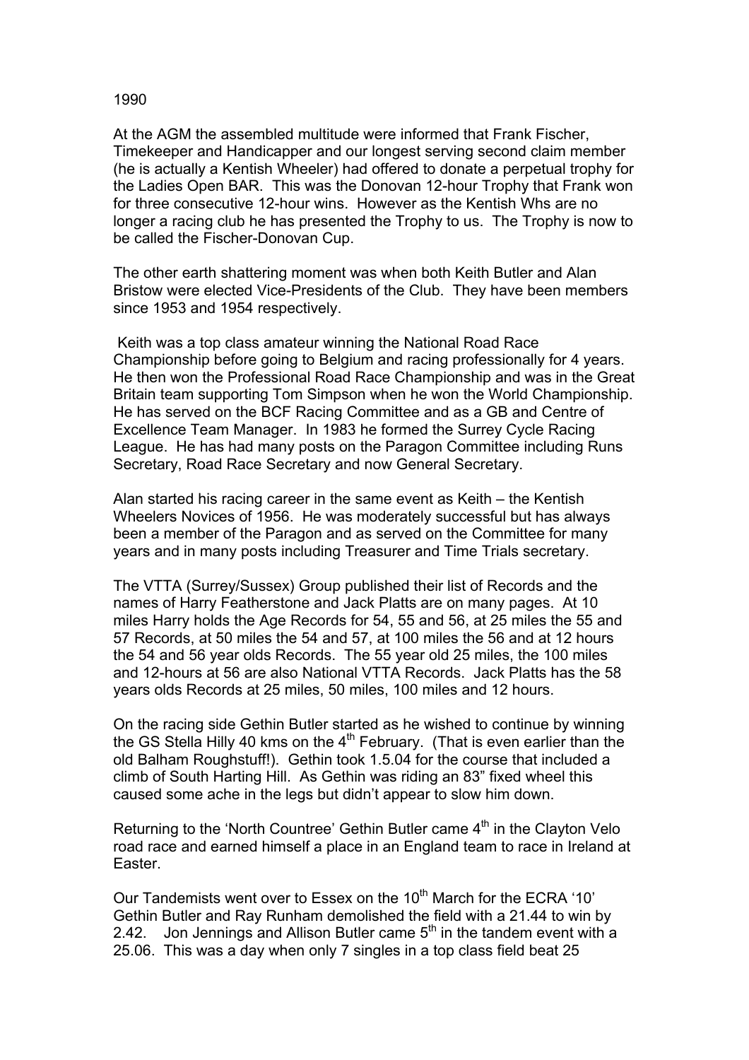1990

At the AGM the assembled multitude were informed that Frank Fischer, Timekeeper and Handicapper and our longest serving second claim member (he is actually a Kentish Wheeler) had offered to donate a perpetual trophy for the Ladies Open BAR. This was the Donovan 12-hour Trophy that Frank won for three consecutive 12-hour wins. However as the Kentish Whs are no longer a racing club he has presented the Trophy to us. The Trophy is now to be called the Fischer-Donovan Cup.

The other earth shattering moment was when both Keith Butler and Alan Bristow were elected Vice-Presidents of the Club. They have been members since 1953 and 1954 respectively.

Keith was a top class amateur winning the National Road Race Championship before going to Belgium and racing professionally for 4 years. He then won the Professional Road Race Championship and was in the Great Britain team supporting Tom Simpson when he won the World Championship. He has served on the BCF Racing Committee and as a GB and Centre of Excellence Team Manager. In 1983 he formed the Surrey Cycle Racing League. He has had many posts on the Paragon Committee including Runs Secretary, Road Race Secretary and now General Secretary.

Alan started his racing career in the same event as Keith – the Kentish Wheelers Novices of 1956. He was moderately successful but has always been a member of the Paragon and as served on the Committee for many years and in many posts including Treasurer and Time Trials secretary.

The VTTA (Surrey/Sussex) Group published their list of Records and the names of Harry Featherstone and Jack Platts are on many pages. At 10 miles Harry holds the Age Records for 54, 55 and 56, at 25 miles the 55 and 57 Records, at 50 miles the 54 and 57, at 100 miles the 56 and at 12 hours the 54 and 56 year olds Records. The 55 year old 25 miles, the 100 miles and 12-hours at 56 are also National VTTA Records. Jack Platts has the 58 years olds Records at 25 miles, 50 miles, 100 miles and 12 hours.

On the racing side Gethin Butler started as he wished to continue by winning the GS Stella Hilly 40 kms on the 4th February. (That is even earlier than the old Balham Roughstuff!). Gethin took 1.5.04 for the course that included a climb of South Harting Hill. As Gethin was riding an 83" fixed wheel this caused some ache in the legs but didn't appear to slow him down.

Returning to the 'North Countree' Gethin Butler came 4th in the Clayton Velo road race and earned himself a place in an England team to race in Ireland at Easter.

Our Tandemists went over to Essex on the 10th March for the ECRA '10' Gethin Butler and Ray Runham demolished the field with a 21.44 to win by 2.42. Jon Jennings and Allison Butler came 5th in the tandem event with a 25.06. This was a day when only 7 singles in a top class field beat 25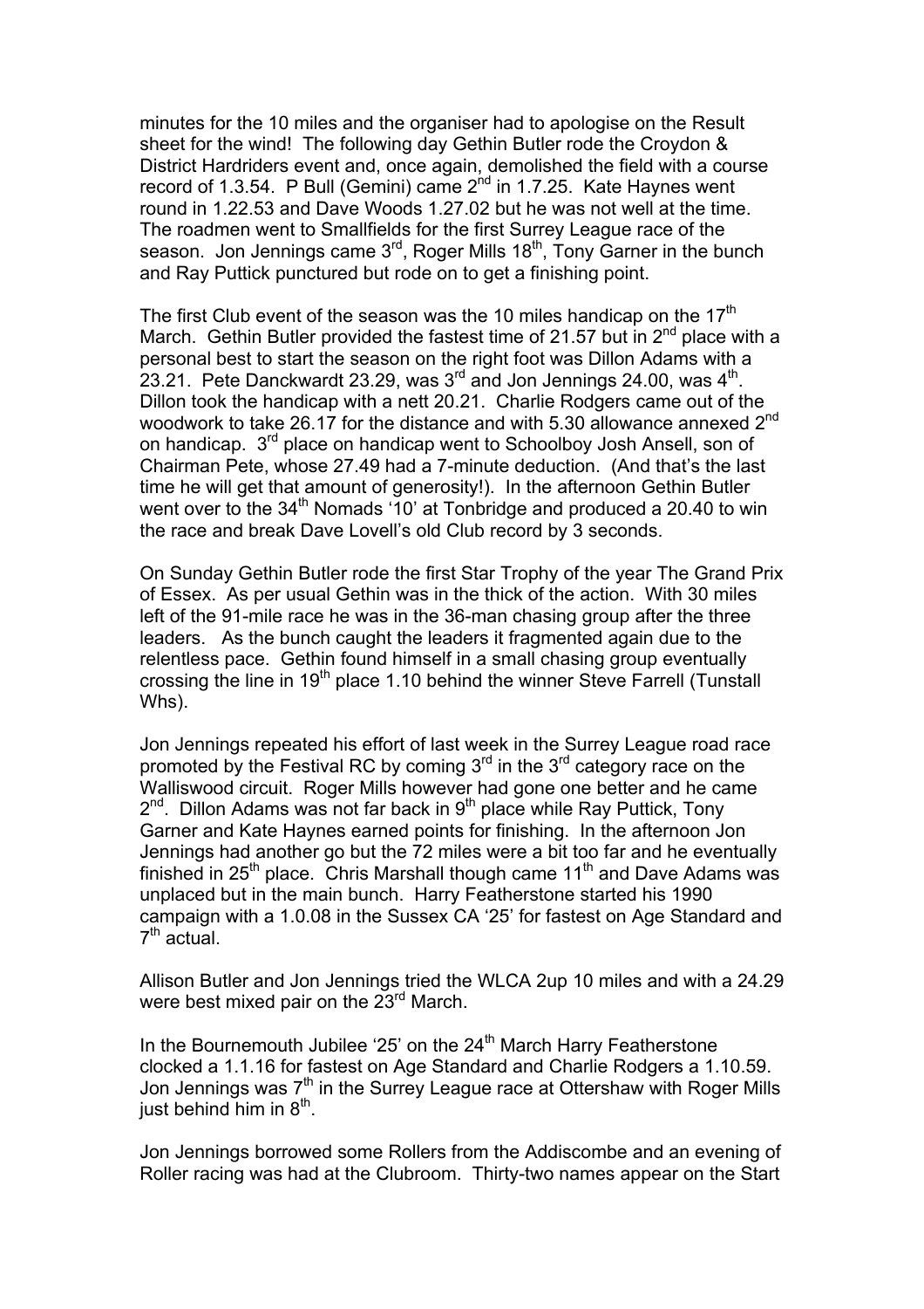minutes for the 10 miles and the organiser had to apologise on the Result sheet for the wind! The following day Gethin Butler rode the Croydon & District Hardriders event and, once again, demolished the field with a course record of 1.3.54. P Bull (Gemini) came 2nd in 1.7.25. Kate Haynes went round in 1.22.53 and Dave Woods 1.27.02 but he was not well at the time. The roadmen went to Smallfields for the first Surrey League race of the season. Jon Jennings came 3rd, Roger Mills 18th, Tony Garner in the bunch and Ray Puttick punctured but rode on to get a finishing point.

The first Club event of the season was the 10 miles handicap on the 17th March. Gethin Butler provided the fastest time of 21.57 but in 2nd place with a personal best to start the season on the right foot was Dillon Adams with a 23.21. Pete Danckwardt 23.29, was 3rd and Jon Jennings 24.00, was 4th. Dillon took the handicap with a nett 20.21. Charlie Rodgers came out of the woodwork to take 26.17 for the distance and with 5.30 allowance annexed 2nd on handicap. 3rd place on handicap went to Schoolboy Josh Ansell, son of Chairman Pete, whose 27.49 had a 7-minute deduction. (And that's the last time he will get that amount of generosity!). In the afternoon Gethin Butler went over to the 34th Nomads '10' at Tonbridge and produced a 20.40 to win the race and break Dave Lovell's old Club record by 3 seconds.

On Sunday Gethin Butler rode the first Star Trophy of the year The Grand Prix of Essex. As per usual Gethin was in the thick of the action. With 30 miles left of the 91-mile race he was in the 36-man chasing group after the three leaders. As the bunch caught the leaders it fragmented again due to the relentless pace. Gethin found himself in a small chasing group eventually crossing the line in 19th place 1.10 behind the winner Steve Farrell (Tunstall Whs).

Jon Jennings repeated his effort of last week in the Surrey League road race promoted by the Festival RC by coming 3rd in the 3rd category race on the Walliswood circuit. Roger Mills however had gone one better and he came 2nd. Dillon Adams was not far back in 9th place while Ray Puttick, Tony Garner and Kate Haynes earned points for finishing. In the afternoon Jon Jennings had another go but the 72 miles were a bit too far and he eventually finished in 25th place. Chris Marshall though came 11th and Dave Adams was unplaced but in the main bunch. Harry Featherstone started his 1990 campaign with a 1.0.08 in the Sussex CA '25' for fastest on Age Standard and 7th actual.

Allison Butler and Jon Jennings tried the WLCA 2up 10 miles and with a 24.29 were best mixed pair on the 23rd March.

In the Bournemouth Jubilee '25' on the 24th March Harry Featherstone clocked a 1.1.16 for fastest on Age Standard and Charlie Rodgers a 1.10.59. Jon Jennings was 7th in the Surrey League race at Ottershaw with Roger Mills just behind him in 8th.

Jon Jennings borrowed some Rollers from the Addiscombe and an evening of Roller racing was had at the Clubroom. Thirty-two names appear on the Start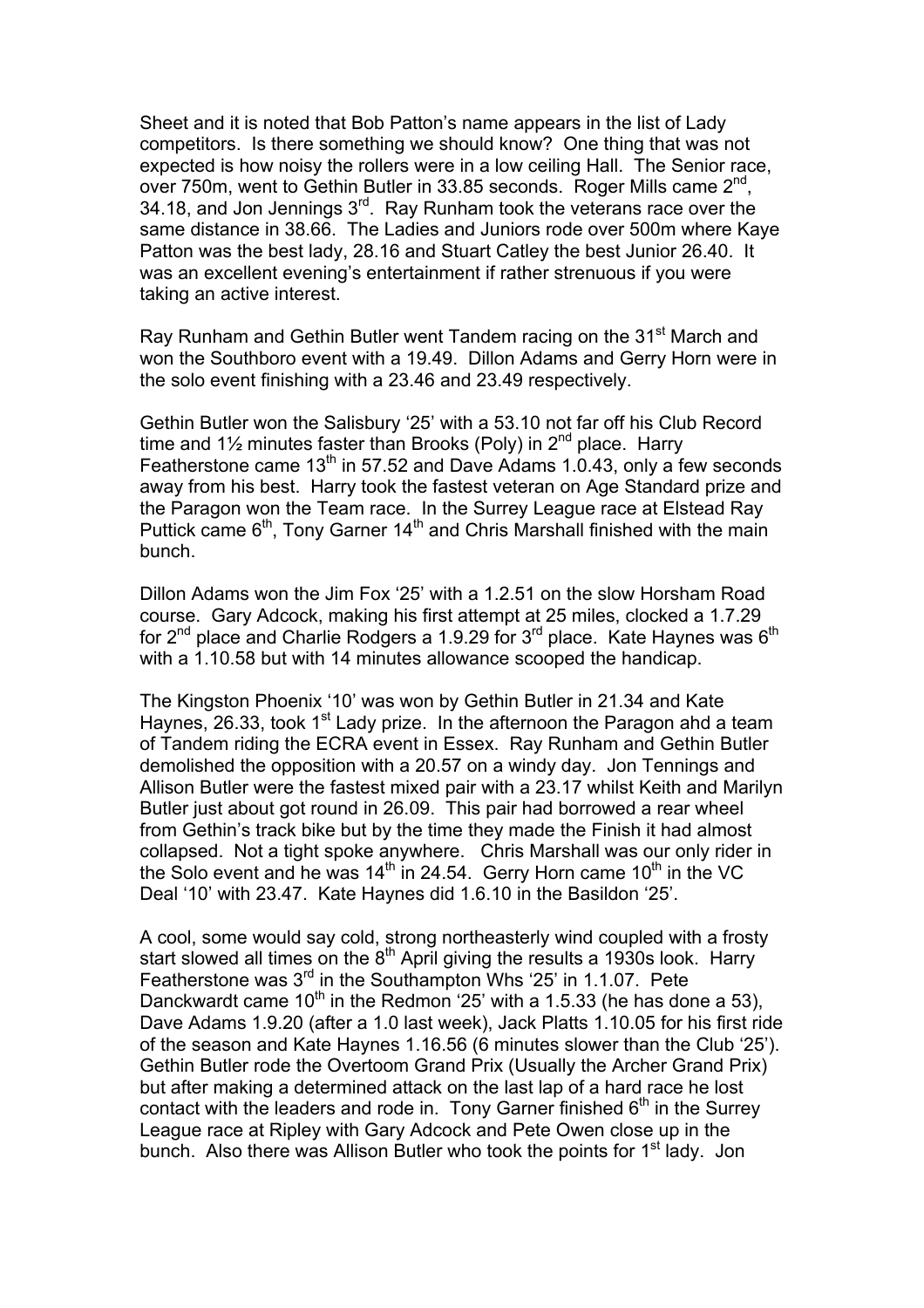Sheet and it is noted that Bob Patton's name appears in the list of Lady competitors. Is there something we should know? One thing that was not expected is how noisy the rollers were in a low ceiling Hall. The Senior race, over 750m, went to Gethin Butler in 33.85 seconds. Roger Mills came 2nd, 34.18, and Jon Jennings 3rd. Ray Runham took the veterans race over the same distance in 38.66. The Ladies and Juniors rode over 500m where Kaye Patton was the best lady, 28.16 and Stuart Catley the best Junior 26.40. It was an excellent evening's entertainment if rather strenuous if you were taking an active interest.

Ray Runham and Gethin Butler went Tandem racing on the 31st March and won the Southboro event with a 19.49. Dillon Adams and Gerry Horn were in the solo event finishing with a 23.46 and 23.49 respectively.

Gethin Butler won the Salisbury '25' with a 53.10 not far off his Club Record time and 1½ minutes faster than Brooks (Poly) in 2nd place. Harry Featherstone came 13th in 57.52 and Dave Adams 1.0.43, only a few seconds away from his best. Harry took the fastest veteran on Age Standard prize and the Paragon won the Team race. In the Surrey League race at Elstead Ray Puttick came 6th, Tony Garner 14th and Chris Marshall finished with the main bunch.

Dillon Adams won the Jim Fox '25' with a 1.2.51 on the slow Horsham Road course. Gary Adcock, making his first attempt at 25 miles, clocked a 1.7.29 for 2nd place and Charlie Rodgers a 1.9.29 for 3rd place. Kate Haynes was 6th with a 1.10.58 but with 14 minutes allowance scooped the handicap.

The Kingston Phoenix '10' was won by Gethin Butler in 21.34 and Kate Haynes, 26.33, took 1st Lady prize. In the afternoon the Paragon ahd a team of Tandem riding the ECRA event in Essex. Ray Runham and Gethin Butler demolished the opposition with a 20.57 on a windy day. Jon Tennings and Allison Butler were the fastest mixed pair with a 23.17 whilst Keith and Marilyn Butler just about got round in 26.09. This pair had borrowed a rear wheel from Gethin's track bike but by the time they made the Finish it had almost collapsed. Not a tight spoke anywhere. Chris Marshall was our only rider in the Solo event and he was 14th in 24.54. Gerry Horn came 10th in the VC Deal '10' with 23.47. Kate Haynes did 1.6.10 in the Basildon '25'.

A cool, some would say cold, strong northeasterly wind coupled with a frosty start slowed all times on the 8th April giving the results a 1930s look. Harry Featherstone was 3rd in the Southampton Whs '25' in 1.1.07. Pete Danckwardt came 10th in the Redmon '25' with a 1.5.33 (he has done a 53), Dave Adams 1.9.20 (after a 1.0 last week), Jack Platts 1.10.05 for his first ride of the season and Kate Haynes 1.16.56 (6 minutes slower than the Club '25'). Gethin Butler rode the Overtoom Grand Prix (Usually the Archer Grand Prix) but after making a determined attack on the last lap of a hard race he lost contact with the leaders and rode in. Tony Garner finished 6th in the Surrey League race at Ripley with Gary Adcock and Pete Owen close up in the bunch. Also there was Allison Butler who took the points for 1st lady. Jon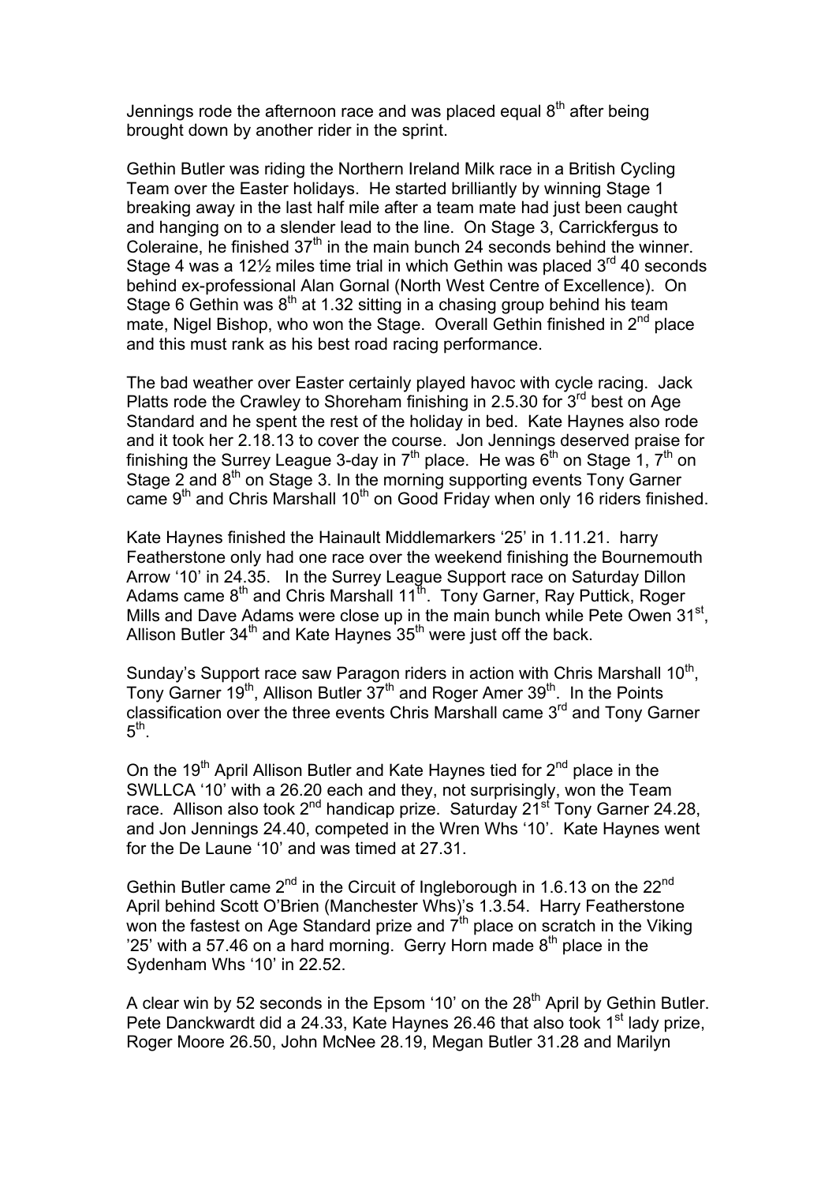Jennings rode the afternoon race and was placed equal 8th after being brought down by another rider in the sprint.

Gethin Butler was riding the Northern Ireland Milk race in a British Cycling Team over the Easter holidays. He started brilliantly by winning Stage 1 breaking away in the last half mile after a team mate had just been caught and hanging on to a slender lead to the line. On Stage 3, Carrickfergus to Coleraine, he finished 37th in the main bunch 24 seconds behind the winner. Stage 4 was a 12½ miles time trial in which Gethin was placed 3rd 40 seconds behind ex-professional Alan Gornal (North West Centre of Excellence). On Stage 6 Gethin was 8th at 1.32 sitting in a chasing group behind his team mate, Nigel Bishop, who won the Stage. Overall Gethin finished in 2nd place and this must rank as his best road racing performance.

The bad weather over Easter certainly played havoc with cycle racing. Jack Platts rode the Crawley to Shoreham finishing in 2.5.30 for 3rd best on Age Standard and he spent the rest of the holiday in bed. Kate Haynes also rode and it took her 2.18.13 to cover the course. Jon Jennings deserved praise for finishing the Surrey League 3-day in 7th place. He was 6th on Stage 1, 7th on Stage 2 and 8th on Stage 3. In the morning supporting events Tony Garner came 9th and Chris Marshall 10th on Good Friday when only 16 riders finished.

Kate Haynes finished the Hainault Middlemarkers '25' in 1.11.21. harry Featherstone only had one race over the weekend finishing the Bournemouth Arrow '10' in 24.35. In the Surrey League Support race on Saturday Dillon Adams came 8th and Chris Marshall 11th. Tony Garner, Ray Puttick, Roger Mills and Dave Adams were close up in the main bunch while Pete Owen 31st, Allison Butler 34th and Kate Haynes 35th were just off the back.

Sunday's Support race saw Paragon riders in action with Chris Marshall 10th, Tony Garner 19th, Allison Butler 37th and Roger Amer 39th. In the Points classification over the three events Chris Marshall came 3rd and Tony Garner 5th.

On the 19th April Allison Butler and Kate Haynes tied for 2nd place in the SWLLCA '10' with a 26.20 each and they, not surprisingly, won the Team race. Allison also took 2nd handicap prize. Saturday 21st Tony Garner 24.28, and Jon Jennings 24.40, competed in the Wren Whs '10'. Kate Haynes went for the De Laune '10' and was timed at 27.31.

Gethin Butler came 2nd in the Circuit of Ingleborough in 1.6.13 on the 22nd April behind Scott O'Brien (Manchester Whs)'s 1.3.54. Harry Featherstone won the fastest on Age Standard prize and 7th place on scratch in the Viking '25' with a 57.46 on a hard morning. Gerry Horn made 8th place in the Sydenham Whs '10' in 22.52.

A clear win by 52 seconds in the Epsom '10' on the 28th April by Gethin Butler. Pete Danckwardt did a 24.33, Kate Haynes 26.46 that also took 1st lady prize, Roger Moore 26.50, John McNee 28.19, Megan Butler 31.28 and Marilyn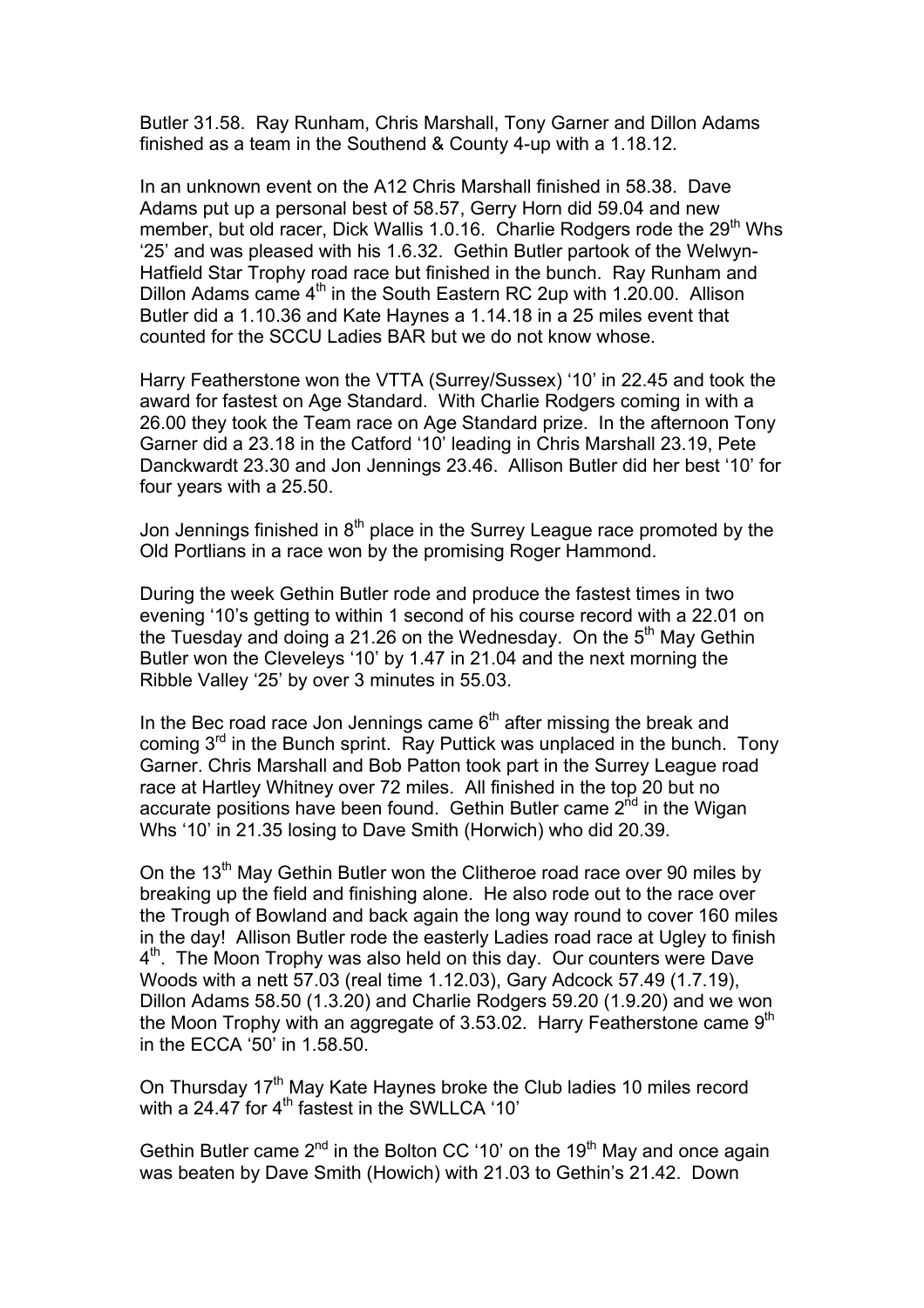Butler 31.58. Ray Runham, Chris Marshall, Tony Garner and Dillon Adams finished as a team in the Southend & County 4-up with a 1.18.12.

In an unknown event on the A12 Chris Marshall finished in 58.38. Dave Adams put up a personal best of 58.57, Gerry Horn did 59.04 and new member, but old racer, Dick Wallis 1.0.16. Charlie Rodgers rode the 29th Whs '25' and was pleased with his 1.6.32. Gethin Butler partook of the Welwyn-Hatfield Star Trophy road race but finished in the bunch. Ray Runham and Dillon Adams came 4th in the South Eastern RC 2up with 1.20.00. Allison Butler did a 1.10.36 and Kate Haynes a 1.14.18 in a 25 miles event that counted for the SCCU Ladies BAR but we do not know whose.

Harry Featherstone won the VTTA (Surrey/Sussex) '10' in 22.45 and took the award for fastest on Age Standard. With Charlie Rodgers coming in with a 26.00 they took the Team race on Age Standard prize. In the afternoon Tony Garner did a 23.18 in the Catford '10' leading in Chris Marshall 23.19, Pete Danckwardt 23.30 and Jon Jennings 23.46. Allison Butler did her best '10' for four years with a 25.50.

Jon Jennings finished in 8th place in the Surrey League race promoted by the Old Portlians in a race won by the promising Roger Hammond.

During the week Gethin Butler rode and produce the fastest times in two evening '10's getting to within 1 second of his course record with a 22.01 on the Tuesday and doing a 21.26 on the Wednesday. On the 5th May Gethin Butler won the Cleveleys '10' by 1.47 in 21.04 and the next morning the Ribble Valley '25' by over 3 minutes in 55.03.

In the Bec road race Jon Jennings came 6th after missing the break and coming 3rd in the Bunch sprint. Ray Puttick was unplaced in the bunch. Tony Garner. Chris Marshall and Bob Patton took part in the Surrey League road race at Hartley Whitney over 72 miles. All finished in the top 20 but no accurate positions have been found. Gethin Butler came 2nd in the Wigan Whs '10' in 21.35 losing to Dave Smith (Horwich) who did 20.39.

On the 13th May Gethin Butler won the Clitheroe road race over 90 miles by breaking up the field and finishing alone. He also rode out to the race over the Trough of Bowland and back again the long way round to cover 160 miles in the day! Allison Butler rode the easterly Ladies road race at Ugley to finish 4th. The Moon Trophy was also held on this day. Our counters were Dave Woods with a nett 57.03 (real time 1.12.03), Gary Adcock 57.49 (1.7.19), Dillon Adams 58.50 (1.3.20) and Charlie Rodgers 59.20 (1.9.20) and we won the Moon Trophy with an aggregate of 3.53.02. Harry Featherstone came 9th in the ECCA '50' in 1.58.50.

On Thursday 17th May Kate Haynes broke the Club ladies 10 miles record with a 24.47 for 4th fastest in the SWLLCA '10'

Gethin Butler came 2nd in the Bolton CC '10' on the 19th May and once again was beaten by Dave Smith (Howich) with 21.03 to Gethin's 21.42. Down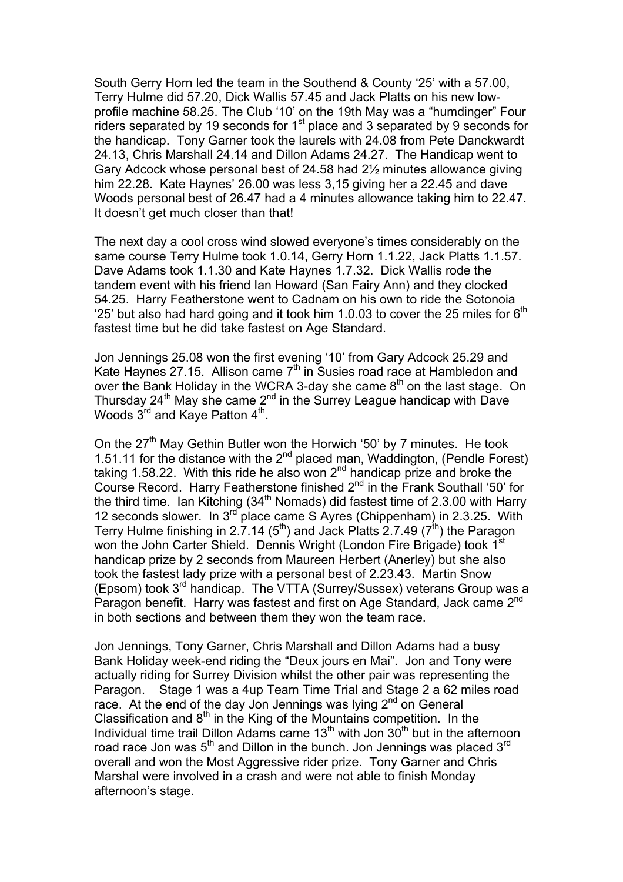South Gerry Horn led the team in the Southend & County '25' with a 57.00, Terry Hulme did 57.20, Dick Wallis 57.45 and Jack Platts on his new low-profile machine 58.25. The Club '10' on the 19th May was a "humdinger" Four riders separated by 19 seconds for 1st place and 3 separated by 9 seconds for the handicap. Tony Garner took the laurels with 24.08 from Pete Danckwardt 24.13, Chris Marshall 24.14 and Dillon Adams 24.27. The Handicap went to Gary Adcock whose personal best of 24.58 had 2½ minutes allowance giving him 22.28. Kate Haynes' 26.00 was less 3,15 giving her a 22.45 and dave Woods personal best of 26.47 had a 4 minutes allowance taking him to 22.47. It doesn't get much closer than that!

The next day a cool cross wind slowed everyone's times considerably on the same course Terry Hulme took 1.0.14, Gerry Horn 1.1.22, Jack Platts 1.1.57. Dave Adams took 1.1.30 and Kate Haynes 1.7.32. Dick Wallis rode the tandem event with his friend Ian Howard (San Fairy Ann) and they clocked 54.25. Harry Featherstone went to Cadnam on his own to ride the Sotonoia '25' but also had hard going and it took him 1.0.03 to cover the 25 miles for 6th fastest time but he did take fastest on Age Standard.

Jon Jennings 25.08 won the first evening '10' from Gary Adcock 25.29 and Kate Haynes 27.15. Allison came 7th in Susies road race at Hambledon and over the Bank Holiday in the WCRA 3-day she came 8th on the last stage. On Thursday 24th May she came 2nd in the Surrey League handicap with Dave Woods 3rd and Kaye Patton 4th.

On the 27th May Gethin Butler won the Horwich '50' by 7 minutes. He took 1.51.11 for the distance with the 2nd placed man, Waddington, (Pendle Forest) taking 1.58.22. With this ride he also won 2nd handicap prize and broke the Course Record. Harry Featherstone finished 2nd in the Frank Southall '50' for the third time. Ian Kitching (34th Nomads) did fastest time of 2.3.00 with Harry 12 seconds slower. In 3rd place came S Ayres (Chippenham) in 2.3.25. With Terry Hulme finishing in 2.7.14 (5th) and Jack Platts 2.7.49 (7th) the Paragon won the John Carter Shield. Dennis Wright (London Fire Brigade) took 1st handicap prize by 2 seconds from Maureen Herbert (Anerley) but she also took the fastest lady prize with a personal best of 2.23.43. Martin Snow (Epsom) took 3rd handicap. The VTTA (Surrey/Sussex) veterans Group was a Paragon benefit. Harry was fastest and first on Age Standard, Jack came 2nd in both sections and between them they won the team race.

Jon Jennings, Tony Garner, Chris Marshall and Dillon Adams had a busy Bank Holiday week-end riding the "Deux jours en Mai". Jon and Tony were actually riding for Surrey Division whilst the other pair was representing the Paragon. Stage 1 was a 4up Team Time Trial and Stage 2 a 62 miles road race. At the end of the day Jon Jennings was lying 2nd on General Classification and 8th in the King of the Mountains competition. In the Individual time trail Dillon Adams came 13th with Jon 30th but in the afternoon road race Jon was 5th and Dillon in the bunch. Jon Jennings was placed 3rd overall and won the Most Aggressive rider prize. Tony Garner and Chris Marshal were involved in a crash and were not able to finish Monday afternoon's stage.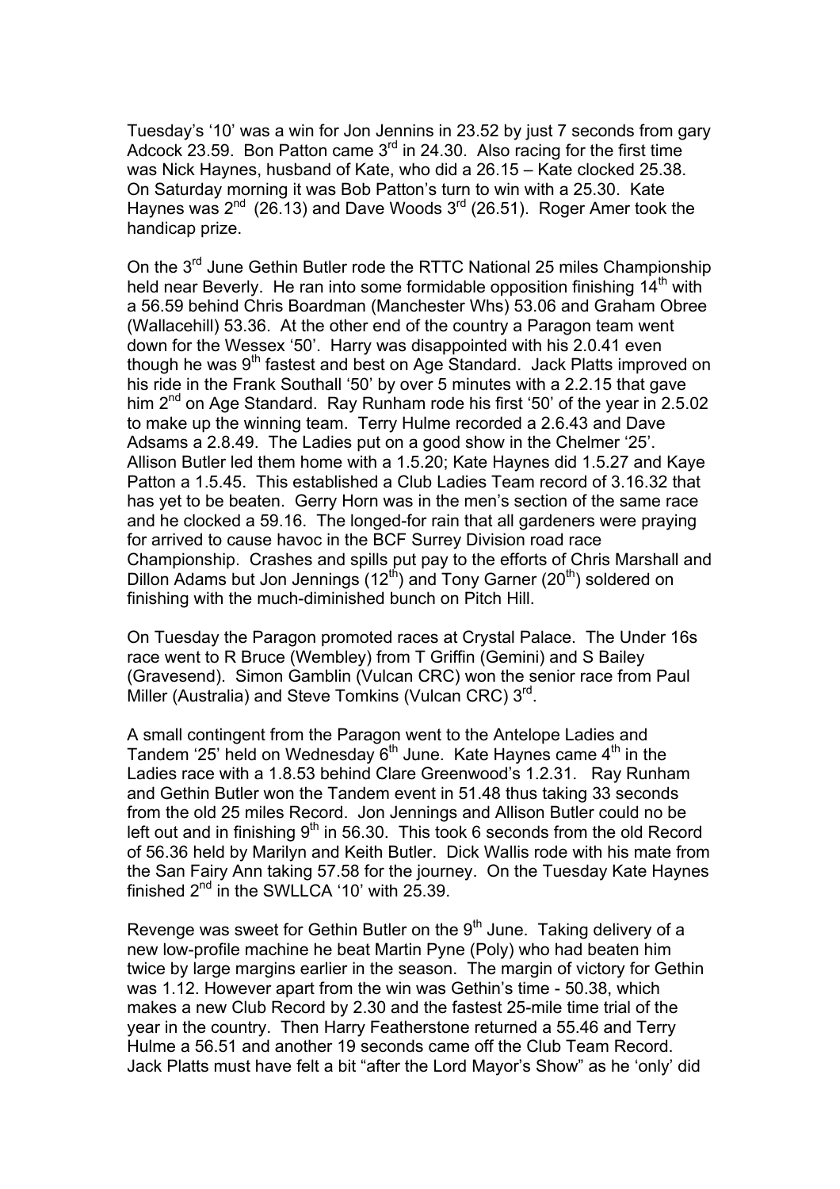Tuesday's '10' was a win for Jon Jennins in 23.52 by just 7 seconds from gary Adcock 23.59. Bon Patton came 3rd in 24.30. Also racing for the first time was Nick Haynes, husband of Kate, who did a 26.15 – Kate clocked 25.38. On Saturday morning it was Bob Patton's turn to win with a 25.30. Kate Haynes was 2nd (26.13) and Dave Woods 3rd (26.51). Roger Amer took the handicap prize.

On the 3rd June Gethin Butler rode the RTTC National 25 miles Championship held near Beverly. He ran into some formidable opposition finishing 14th with a 56.59 behind Chris Boardman (Manchester Whs) 53.06 and Graham Obree (Wallacehill) 53.36. At the other end of the country a Paragon team went down for the Wessex '50'. Harry was disappointed with his 2.0.41 even though he was 9th fastest and best on Age Standard. Jack Platts improved on his ride in the Frank Southall '50' by over 5 minutes with a 2.2.15 that gave him 2nd on Age Standard. Ray Runham rode his first '50' of the year in 2.5.02 to make up the winning team. Terry Hulme recorded a 2.6.43 and Dave Adsams a 2.8.49. The Ladies put on a good show in the Chelmer '25'. Allison Butler led them home with a 1.5.20; Kate Haynes did 1.5.27 and Kaye Patton a 1.5.45. This established a Club Ladies Team record of 3.16.32 that has yet to be beaten. Gerry Horn was in the men's section of the same race and he clocked a 59.16. The longed-for rain that all gardeners were praying for arrived to cause havoc in the BCF Surrey Division road race Championship. Crashes and spills put pay to the efforts of Chris Marshall and Dillon Adams but Jon Jennings (12th) and Tony Garner (20th) soldered on finishing with the much-diminished bunch on Pitch Hill.

On Tuesday the Paragon promoted races at Crystal Palace. The Under 16s race went to R Bruce (Wembley) from T Griffin (Gemini) and S Bailey (Gravesend). Simon Gamblin (Vulcan CRC) won the senior race from Paul Miller (Australia) and Steve Tomkins (Vulcan CRC) 3rd.

A small contingent from the Paragon went to the Antelope Ladies and Tandem '25' held on Wednesday 6th June. Kate Haynes came 4th in the Ladies race with a 1.8.53 behind Clare Greenwood's 1.2.31. Ray Runham and Gethin Butler won the Tandem event in 51.48 thus taking 33 seconds from the old 25 miles Record. Jon Jennings and Allison Butler could no be left out and in finishing 9th in 56.30. This took 6 seconds from the old Record of 56.36 held by Marilyn and Keith Butler. Dick Wallis rode with his mate from the San Fairy Ann taking 57.58 for the journey. On the Tuesday Kate Haynes finished 2nd in the SWLLCA '10' with 25.39.

Revenge was sweet for Gethin Butler on the 9th June. Taking delivery of a new low-profile machine he beat Martin Pyne (Poly) who had beaten him twice by large margins earlier in the season. The margin of victory for Gethin was 1.12. However apart from the win was Gethin's time - 50.38, which makes a new Club Record by 2.30 and the fastest 25-mile time trial of the year in the country. Then Harry Featherstone returned a 55.46 and Terry Hulme a 56.51 and another 19 seconds came off the Club Team Record. Jack Platts must have felt a bit "after the Lord Mayor's Show" as he 'only' did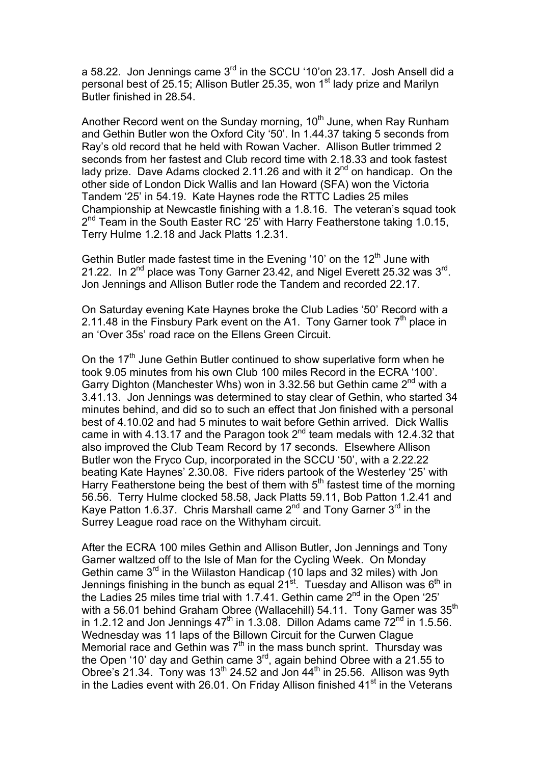a 58.22. Jon Jennings came 3rd in the SCCU '10'on 23.17. Josh Ansell did a personal best of 25.15; Allison Butler 25.35, won 1st lady prize and Marilyn Butler finished in 28.54.

Another Record went on the Sunday morning, 10th June, when Ray Runham and Gethin Butler won the Oxford City '50'. In 1.44.37 taking 5 seconds from Ray's old record that he held with Rowan Vacher. Allison Butler trimmed 2 seconds from her fastest and Club record time with 2.18.33 and took fastest lady prize. Dave Adams clocked 2.11.26 and with it 2nd on handicap. On the other side of London Dick Wallis and Ian Howard (SFA) won the Victoria Tandem '25' in 54.19. Kate Haynes rode the RTTC Ladies 25 miles Championship at Newcastle finishing with a 1.8.16. The veteran's squad took 2nd Team in the South Easter RC '25' with Harry Featherstone taking 1.0.15, Terry Hulme 1.2.18 and Jack Platts 1.2.31.

Gethin Butler made fastest time in the Evening '10' on the 12th June with 21.22. In 2nd place was Tony Garner 23.42, and Nigel Everett 25.32 was 3rd. Jon Jennings and Allison Butler rode the Tandem and recorded 22.17.

On Saturday evening Kate Haynes broke the Club Ladies '50' Record with a 2.11.48 in the Finsbury Park event on the A1. Tony Garner took 7th place in an 'Over 35s' road race on the Ellens Green Circuit.

On the 17th June Gethin Butler continued to show superlative form when he took 9.05 minutes from his own Club 100 miles Record in the ECRA '100'. Garry Dighton (Manchester Whs) won in 3.32.56 but Gethin came 2nd with a 3.41.13. Jon Jennings was determined to stay clear of Gethin, who started 34 minutes behind, and did so to such an effect that Jon finished with a personal best of 4.10.02 and had 5 minutes to wait before Gethin arrived. Dick Wallis came in with 4.13.17 and the Paragon took 2nd team medals with 12.4.32 that also improved the Club Team Record by 17 seconds. Elsewhere Allison Butler won the Fryco Cup, incorporated in the SCCU '50', with a 2.22.22 beating Kate Haynes' 2.30.08. Five riders partook of the Westerley '25' with Harry Featherstone being the best of them with 5th fastest time of the morning 56.56. Terry Hulme clocked 58.58, Jack Platts 59.11, Bob Patton 1.2.41 and Kaye Patton 1.6.37. Chris Marshall came 2nd and Tony Garner 3rd in the Surrey League road race on the Withyham circuit.

After the ECRA 100 miles Gethin and Allison Butler, Jon Jennings and Tony Garner waltzed off to the Isle of Man for the Cycling Week. On Monday Gethin came 3rd in the Wiilaston Handicap (10 laps and 32 miles) with Jon Jennings finishing in the bunch as equal 21st. Tuesday and Allison was 6th in the Ladies 25 miles time trial with 1.7.41. Gethin came 2nd in the Open '25' with a 56.01 behind Graham Obree (Wallacehill) 54.11. Tony Garner was 35th in 1.2.12 and Jon Jennings 47th in 1.3.08. Dillon Adams came 72nd in 1.5.56. Wednesday was 11 laps of the Billown Circuit for the Curwen Clague Memorial race and Gethin was 7th in the mass bunch sprint. Thursday was the Open '10' day and Gethin came 3rd, again behind Obree with a 21.55 to Obree's 21.34. Tony was 13th 24.52 and Jon 44th in 25.56. Allison was 9yth in the Ladies event with 26.01. On Friday Allison finished 41st in the Veterans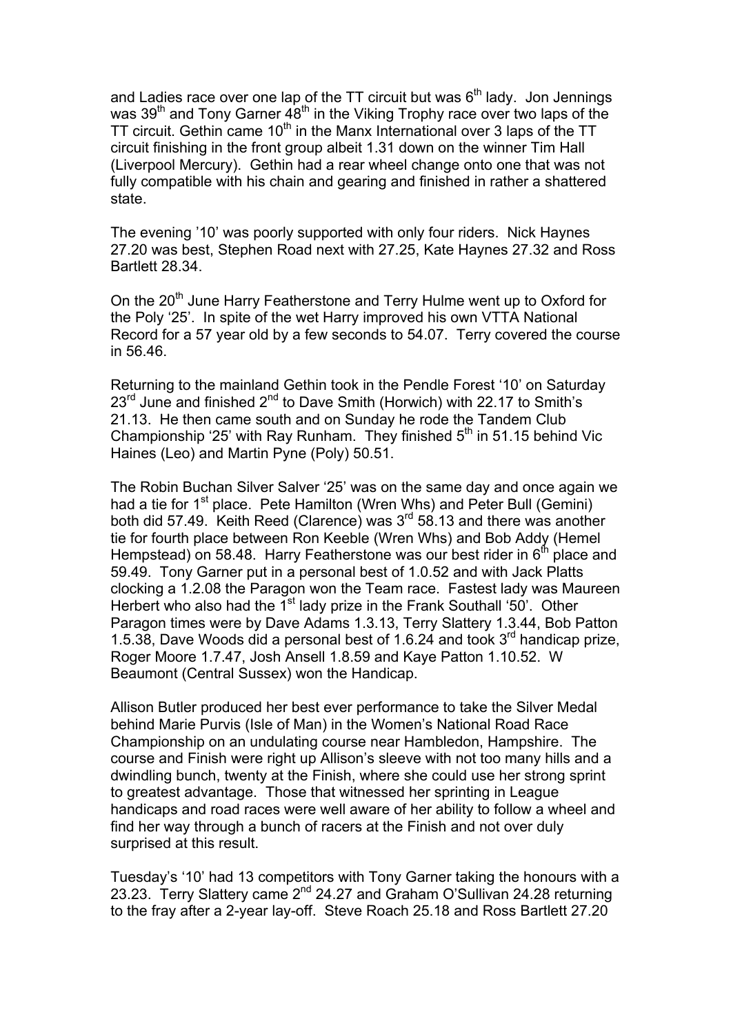and Ladies race over one lap of the TT circuit but was 6th lady. Jon Jennings was 39th and Tony Garner 48th in the Viking Trophy race over two laps of the TT circuit. Gethin came 10th in the Manx International over 3 laps of the TT circuit finishing in the front group albeit 1.31 down on the winner Tim Hall (Liverpool Mercury). Gethin had a rear wheel change onto one that was not fully compatible with his chain and gearing and finished in rather a shattered state.

The evening '10' was poorly supported with only four riders. Nick Haynes 27.20 was best, Stephen Road next with 27.25, Kate Haynes 27.32 and Ross Bartlett 28.34.

On the 20th June Harry Featherstone and Terry Hulme went up to Oxford for the Poly '25'. In spite of the wet Harry improved his own VTTA National Record for a 57 year old by a few seconds to 54.07. Terry covered the course in 56.46.

Returning to the mainland Gethin took in the Pendle Forest '10' on Saturday 23rd June and finished 2nd to Dave Smith (Horwich) with 22.17 to Smith's 21.13. He then came south and on Sunday he rode the Tandem Club Championship '25' with Ray Runham. They finished 5th in 51.15 behind Vic Haines (Leo) and Martin Pyne (Poly) 50.51.

The Robin Buchan Silver Salver '25' was on the same day and once again we had a tie for 1st place. Pete Hamilton (Wren Whs) and Peter Bull (Gemini) both did 57.49. Keith Reed (Clarence) was 3rd 58.13 and there was another tie for fourth place between Ron Keeble (Wren Whs) and Bob Addy (Hemel Hempstead) on 58.48. Harry Featherstone was our best rider in 6th place and 59.49. Tony Garner put in a personal best of 1.0.52 and with Jack Platts clocking a 1.2.08 the Paragon won the Team race. Fastest lady was Maureen Herbert who also had the 1st lady prize in the Frank Southall '50'. Other Paragon times were by Dave Adams 1.3.13, Terry Slattery 1.3.44, Bob Patton 1.5.38, Dave Woods did a personal best of 1.6.24 and took 3rd handicap prize, Roger Moore 1.7.47, Josh Ansell 1.8.59 and Kaye Patton 1.10.52. W Beaumont (Central Sussex) won the Handicap.

Allison Butler produced her best ever performance to take the Silver Medal behind Marie Purvis (Isle of Man) in the Women's National Road Race Championship on an undulating course near Hambledon, Hampshire. The course and Finish were right up Allison's sleeve with not too many hills and a dwindling bunch, twenty at the Finish, where she could use her strong sprint to greatest advantage. Those that witnessed her sprinting in League handicaps and road races were well aware of her ability to follow a wheel and find her way through a bunch of racers at the Finish and not over duly surprised at this result.

Tuesday's '10' had 13 competitors with Tony Garner taking the honours with a 23.23. Terry Slattery came 2nd 24.27 and Graham O'Sullivan 24.28 returning to the fray after a 2-year lay-off. Steve Roach 25.18 and Ross Bartlett 27.20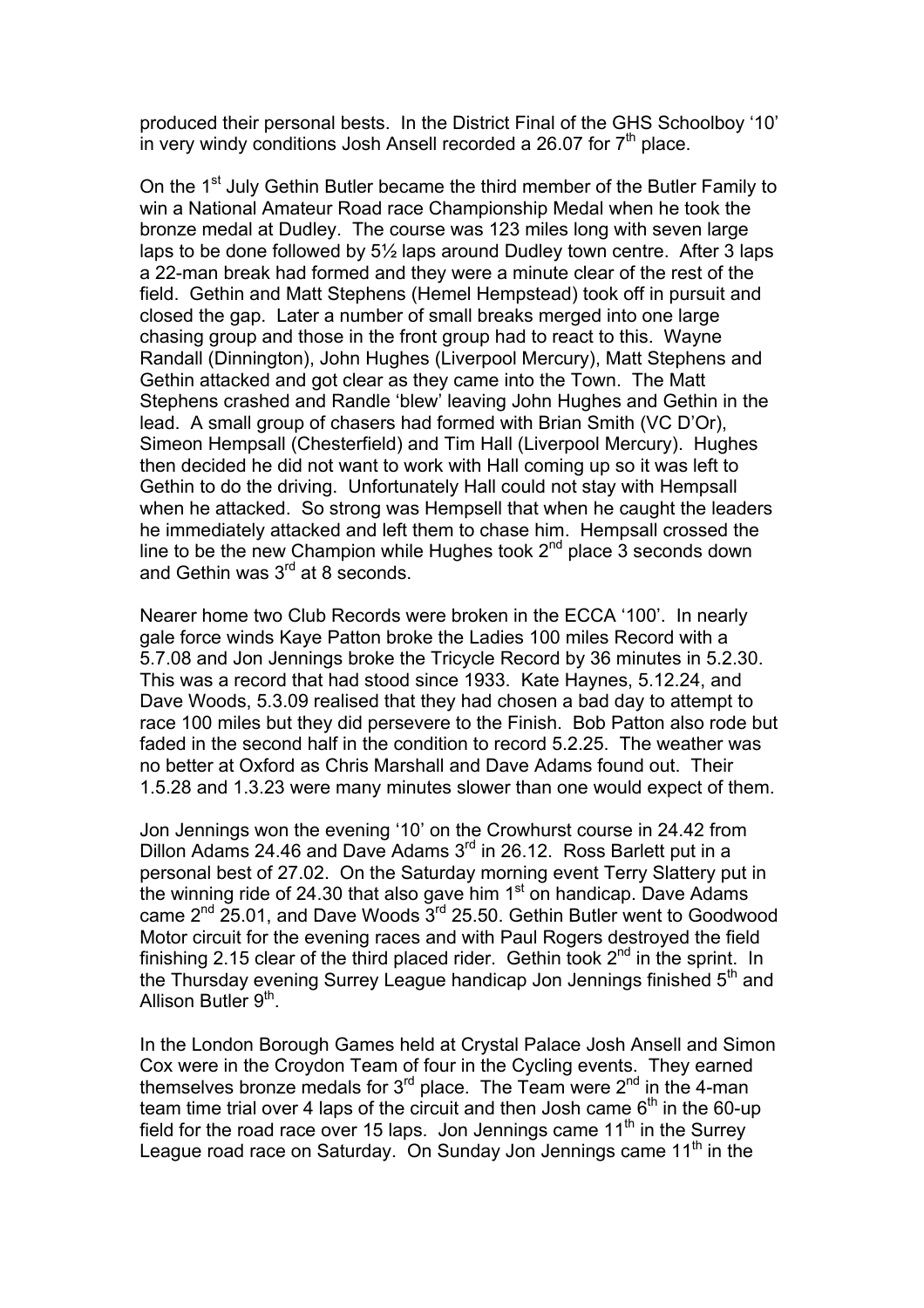produced their personal bests. In the District Final of the GHS Schoolboy '10' in very windy conditions Josh Ansell recorded a 26.07 for 7th place.

On the 1st July Gethin Butler became the third member of the Butler Family to win a National Amateur Road race Championship Medal when he took the bronze medal at Dudley. The course was 123 miles long with seven large laps to be done followed by 5½ laps around Dudley town centre. After 3 laps a 22-man break had formed and they were a minute clear of the rest of the field. Gethin and Matt Stephens (Hemel Hempstead) took off in pursuit and closed the gap. Later a number of small breaks merged into one large chasing group and those in the front group had to react to this. Wayne Randall (Dinnington), John Hughes (Liverpool Mercury), Matt Stephens and Gethin attacked and got clear as they came into the Town. The Matt Stephens crashed and Randle 'blew' leaving John Hughes and Gethin in the lead. A small group of chasers had formed with Brian Smith (VC D'Or), Simeon Hempsall (Chesterfield) and Tim Hall (Liverpool Mercury). Hughes then decided he did not want to work with Hall coming up so it was left to Gethin to do the driving. Unfortunately Hall could not stay with Hempsall when he attacked. So strong was Hempsell that when he caught the leaders he immediately attacked and left them to chase him. Hempsall crossed the line to be the new Champion while Hughes took 2nd place 3 seconds down and Gethin was 3rd at 8 seconds.

Nearer home two Club Records were broken in the ECCA '100'. In nearly gale force winds Kaye Patton broke the Ladies 100 miles Record with a 5.7.08 and Jon Jennings broke the Tricycle Record by 36 minutes in 5.2.30. This was a record that had stood since 1933. Kate Haynes, 5.12.24, and Dave Woods, 5.3.09 realised that they had chosen a bad day to attempt to race 100 miles but they did persevere to the Finish. Bob Patton also rode but faded in the second half in the condition to record 5.2.25. The weather was no better at Oxford as Chris Marshall and Dave Adams found out. Their 1.5.28 and 1.3.23 were many minutes slower than one would expect of them.

Jon Jennings won the evening '10' on the Crowhurst course in 24.42 from Dillon Adams 24.46 and Dave Adams 3rd in 26.12. Ross Barlett put in a personal best of 27.02. On the Saturday morning event Terry Slattery put in the winning ride of 24.30 that also gave him 1st on handicap. Dave Adams came 2nd 25.01, and Dave Woods 3rd 25.50. Gethin Butler went to Goodwood Motor circuit for the evening races and with Paul Rogers destroyed the field finishing 2.15 clear of the third placed rider. Gethin took 2nd in the sprint. In the Thursday evening Surrey League handicap Jon Jennings finished 5th and Allison Butler 9th.

In the London Borough Games held at Crystal Palace Josh Ansell and Simon Cox were in the Croydon Team of four in the Cycling events. They earned themselves bronze medals for 3rd place. The Team were 2nd in the 4-man team time trial over 4 laps of the circuit and then Josh came 6th in the 60-up field for the road race over 15 laps. Jon Jennings came 11th in the Surrey League road race on Saturday. On Sunday Jon Jennings came 11th in the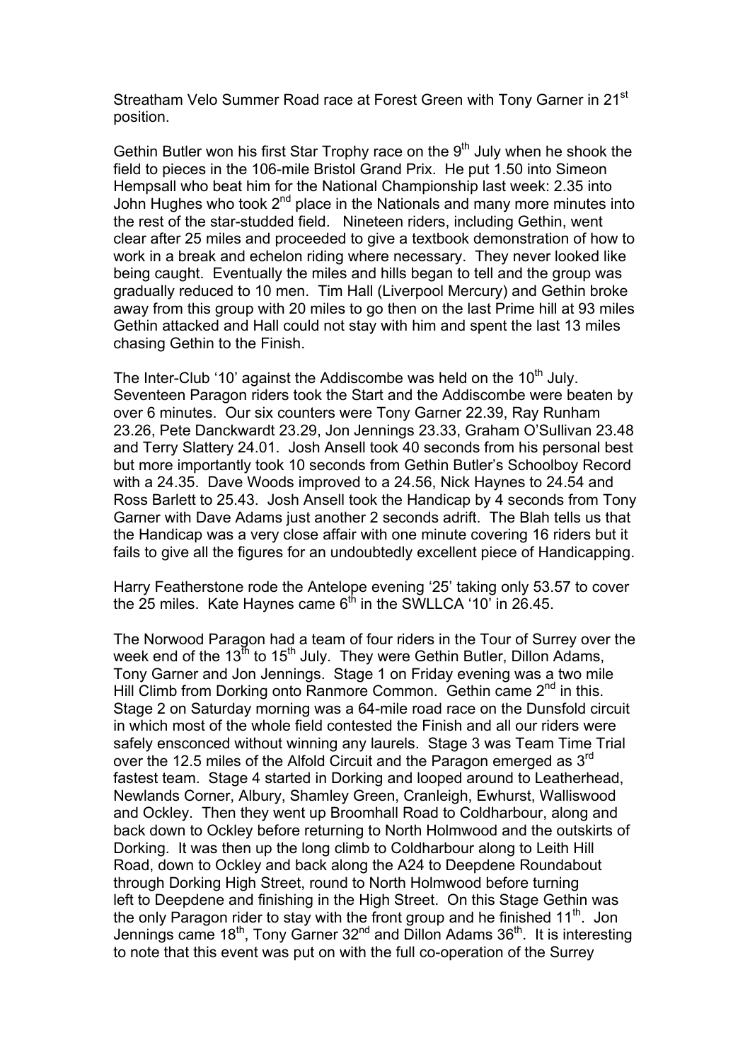Streatham Velo Summer Road race at Forest Green with Tony Garner in 21st position.

Gethin Butler won his first Star Trophy race on the 9th July when he shook the field to pieces in the 106-mile Bristol Grand Prix. He put 1.50 into Simeon Hempsall who beat him for the National Championship last week: 2.35 into John Hughes who took 2nd place in the Nationals and many more minutes into the rest of the star-studded field. Nineteen riders, including Gethin, went clear after 25 miles and proceeded to give a textbook demonstration of how to work in a break and echelon riding where necessary. They never looked like being caught. Eventually the miles and hills began to tell and the group was gradually reduced to 10 men. Tim Hall (Liverpool Mercury) and Gethin broke away from this group with 20 miles to go then on the last Prime hill at 93 miles Gethin attacked and Hall could not stay with him and spent the last 13 miles chasing Gethin to the Finish.

The Inter-Club '10' against the Addiscombe was held on the 10th July. Seventeen Paragon riders took the Start and the Addiscombe were beaten by over 6 minutes. Our six counters were Tony Garner 22.39, Ray Runham 23.26, Pete Danckwardt 23.29, Jon Jennings 23.33, Graham O'Sullivan 23.48 and Terry Slattery 24.01. Josh Ansell took 40 seconds from his personal best but more importantly took 10 seconds from Gethin Butler's Schoolboy Record with a 24.35. Dave Woods improved to a 24.56, Nick Haynes to 24.54 and Ross Barlett to 25.43. Josh Ansell took the Handicap by 4 seconds from Tony Garner with Dave Adams just another 2 seconds adrift. The Blah tells us that the Handicap was a very close affair with one minute covering 16 riders but it fails to give all the figures for an undoubtedly excellent piece of Handicapping.

Harry Featherstone rode the Antelope evening '25' taking only 53.57 to cover the 25 miles. Kate Haynes came 6th in the SWLLCA '10' in 26.45.

The Norwood Paragon had a team of four riders in the Tour of Surrey over the week end of the 13th to 15th July. They were Gethin Butler, Dillon Adams, Tony Garner and Jon Jennings. Stage 1 on Friday evening was a two mile Hill Climb from Dorking onto Ranmore Common. Gethin came 2nd in this. Stage 2 on Saturday morning was a 64-mile road race on the Dunsfold circuit in which most of the whole field contested the Finish and all our riders were safely ensconced without winning any laurels. Stage 3 was Team Time Trial over the 12.5 miles of the Alfold Circuit and the Paragon emerged as 3rd fastest team. Stage 4 started in Dorking and looped around to Leatherhead, Newlands Corner, Albury, Shamley Green, Cranleigh, Ewhurst, Walliswood and Ockley. Then they went up Broomhall Road to Coldharbour, along and back down to Ockley before returning to North Holmwood and the outskirts of Dorking. It was then up the long climb to Coldharbour along to Leith Hill Road, down to Ockley and back along the A24 to Deepdene Roundabout through Dorking High Street, round to North Holmwood before turning left to Deepdene and finishing in the High Street. On this Stage Gethin was the only Paragon rider to stay with the front group and he finished 11th. Jon Jennings came 18th, Tony Garner 32nd and Dillon Adams 36th. It is interesting to note that this event was put on with the full co-operation of the Surrey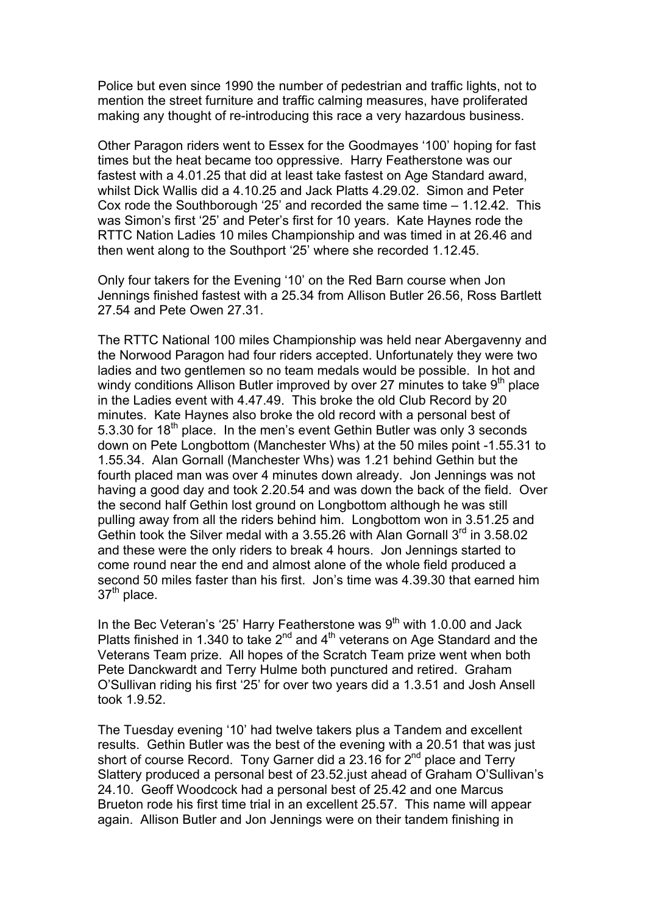Police but even since 1990 the number of pedestrian and traffic lights, not to mention the street furniture and traffic calming measures, have proliferated making any thought of re-introducing this race a very hazardous business.

Other Paragon riders went to Essex for the Goodmayes '100' hoping for fast times but the heat became too oppressive. Harry Featherstone was our fastest with a 4.01.25 that did at least take fastest on Age Standard award, whilst Dick Wallis did a 4.10.25 and Jack Platts 4.29.02. Simon and Peter Cox rode the Southborough '25' and recorded the same time – 1.12.42. This was Simon's first '25' and Peter's first for 10 years. Kate Haynes rode the RTTC Nation Ladies 10 miles Championship and was timed in at 26.46 and then went along to the Southport '25' where she recorded 1.12.45.

Only four takers for the Evening '10' on the Red Barn course when Jon Jennings finished fastest with a 25.34 from Allison Butler 26.56, Ross Bartlett 27.54 and Pete Owen 27.31.

The RTTC National 100 miles Championship was held near Abergavenny and the Norwood Paragon had four riders accepted. Unfortunately they were two ladies and two gentlemen so no team medals would be possible. In hot and windy conditions Allison Butler improved by over 27 minutes to take 9th place in the Ladies event with 4.47.49. This broke the old Club Record by 20 minutes. Kate Haynes also broke the old record with a personal best of 5.3.30 for 18th place. In the men's event Gethin Butler was only 3 seconds down on Pete Longbottom (Manchester Whs) at the 50 miles point -1.55.31 to 1.55.34. Alan Gornall (Manchester Whs) was 1.21 behind Gethin but the fourth placed man was over 4 minutes down already. Jon Jennings was not having a good day and took 2.20.54 and was down the back of the field. Over the second half Gethin lost ground on Longbottom although he was still pulling away from all the riders behind him. Longbottom won in 3.51.25 and Gethin took the Silver medal with a 3.55.26 with Alan Gornall 3rd in 3.58.02 and these were the only riders to break 4 hours. Jon Jennings started to come round near the end and almost alone of the whole field produced a second 50 miles faster than his first. Jon's time was 4.39.30 that earned him 37th place.

In the Bec Veteran's '25' Harry Featherstone was 9th with 1.0.00 and Jack Platts finished in 1.340 to take 2nd and 4th veterans on Age Standard and the Veterans Team prize. All hopes of the Scratch Team prize went when both Pete Danckwardt and Terry Hulme both punctured and retired. Graham O'Sullivan riding his first '25' for over two years did a 1.3.51 and Josh Ansell took 1.9.52.

The Tuesday evening '10' had twelve takers plus a Tandem and excellent results. Gethin Butler was the best of the evening with a 20.51 that was just short of course Record. Tony Garner did a 23.16 for 2nd place and Terry Slattery produced a personal best of 23.52.just ahead of Graham O'Sullivan's 24.10. Geoff Woodcock had a personal best of 25.42 and one Marcus Brueton rode his first time trial in an excellent 25.57. This name will appear again. Allison Butler and Jon Jennings were on their tandem finishing in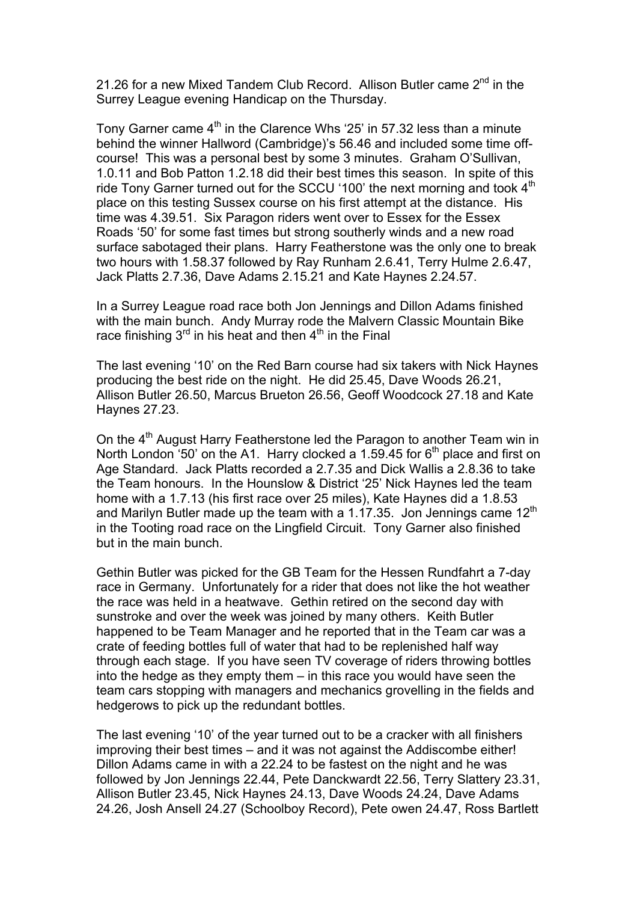21.26 for a new Mixed Tandem Club Record. Allison Butler came 2nd in the Surrey League evening Handicap on the Thursday.

Tony Garner came 4th in the Clarence Whs '25' in 57.32 less than a minute behind the winner Hallword (Cambridge)'s 56.46 and included some time off-course! This was a personal best by some 3 minutes. Graham O'Sullivan, 1.0.11 and Bob Patton 1.2.18 did their best times this season. In spite of this ride Tony Garner turned out for the SCCU '100' the next morning and took 4th place on this testing Sussex course on his first attempt at the distance. His time was 4.39.51. Six Paragon riders went over to Essex for the Essex Roads '50' for some fast times but strong southerly winds and a new road surface sabotaged their plans. Harry Featherstone was the only one to break two hours with 1.58.37 followed by Ray Runham 2.6.41, Terry Hulme 2.6.47, Jack Platts 2.7.36, Dave Adams 2.15.21 and Kate Haynes 2.24.57.

In a Surrey League road race both Jon Jennings and Dillon Adams finished with the main bunch. Andy Murray rode the Malvern Classic Mountain Bike race finishing 3rd in his heat and then 4th in the Final

The last evening '10' on the Red Barn course had six takers with Nick Haynes producing the best ride on the night. He did 25.45, Dave Woods 26.21, Allison Butler 26.50, Marcus Brueton 26.56, Geoff Woodcock 27.18 and Kate Haynes 27.23.

On the 4th August Harry Featherstone led the Paragon to another Team win in North London '50' on the A1. Harry clocked a 1.59.45 for 6th place and first on Age Standard. Jack Platts recorded a 2.7.35 and Dick Wallis a 2.8.36 to take the Team honours. In the Hounslow & District '25' Nick Haynes led the team home with a 1.7.13 (his first race over 25 miles), Kate Haynes did a 1.8.53 and Marilyn Butler made up the team with a 1.17.35. Jon Jennings came 12th in the Tooting road race on the Lingfield Circuit. Tony Garner also finished but in the main bunch.

Gethin Butler was picked for the GB Team for the Hessen Rundfahrt a 7-day race in Germany. Unfortunately for a rider that does not like the hot weather the race was held in a heatwave. Gethin retired on the second day with sunstroke and over the week was joined by many others. Keith Butler happened to be Team Manager and he reported that in the Team car was a crate of feeding bottles full of water that had to be replenished half way through each stage. If you have seen TV coverage of riders throwing bottles into the hedge as they empty them – in this race you would have seen the team cars stopping with managers and mechanics grovelling in the fields and hedgerows to pick up the redundant bottles.

The last evening '10' of the year turned out to be a cracker with all finishers improving their best times – and it was not against the Addiscombe either! Dillon Adams came in with a 22.24 to be fastest on the night and he was followed by Jon Jennings 22.44, Pete Danckwardt 22.56, Terry Slattery 23.31, Allison Butler 23.45, Nick Haynes 24.13, Dave Woods 24.24, Dave Adams 24.26, Josh Ansell 24.27 (Schoolboy Record), Pete owen 24.47, Ross Bartlett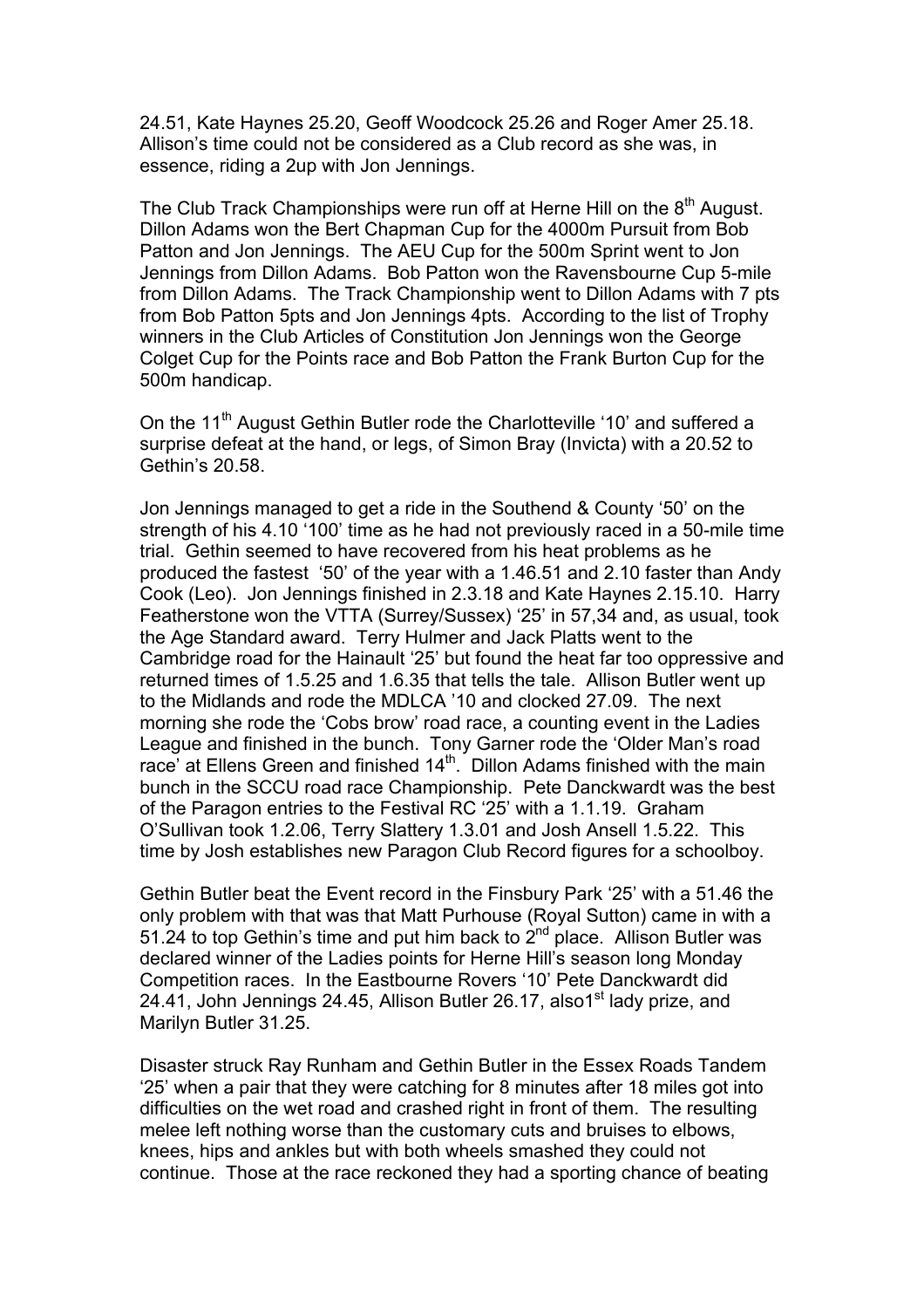24.51, Kate Haynes 25.20, Geoff Woodcock 25.26 and Roger Amer 25.18. Allison's time could not be considered as a Club record as she was, in essence, riding a 2up with Jon Jennings.

The Club Track Championships were run off at Herne Hill on the 8th August. Dillon Adams won the Bert Chapman Cup for the 4000m Pursuit from Bob Patton and Jon Jennings. The AEU Cup for the 500m Sprint went to Jon Jennings from Dillon Adams. Bob Patton won the Ravensbourne Cup 5-mile from Dillon Adams. The Track Championship went to Dillon Adams with 7 pts from Bob Patton 5pts and Jon Jennings 4pts. According to the list of Trophy winners in the Club Articles of Constitution Jon Jennings won the George Colget Cup for the Points race and Bob Patton the Frank Burton Cup for the 500m handicap.

On the 11th August Gethin Butler rode the Charlotteville '10' and suffered a surprise defeat at the hand, or legs, of Simon Bray (Invicta) with a 20.52 to Gethin's 20.58.

Jon Jennings managed to get a ride in the Southend & County '50' on the strength of his 4.10 '100' time as he had not previously raced in a 50-mile time trial. Gethin seemed to have recovered from his heat problems as he produced the fastest '50' of the year with a 1.46.51 and 2.10 faster than Andy Cook (Leo). Jon Jennings finished in 2.3.18 and Kate Haynes 2.15.10. Harry Featherstone won the VTTA (Surrey/Sussex) '25' in 57,34 and, as usual, took the Age Standard award. Terry Hulmer and Jack Platts went to the Cambridge road for the Hainault '25' but found the heat far too oppressive and returned times of 1.5.25 and 1.6.35 that tells the tale. Allison Butler went up to the Midlands and rode the MDLCA '10 and clocked 27.09. The next morning she rode the 'Cobs brow' road race, a counting event in the Ladies League and finished in the bunch. Tony Garner rode the 'Older Man's road race' at Ellens Green and finished 14th. Dillon Adams finished with the main bunch in the SCCU road race Championship. Pete Danckwardt was the best of the Paragon entries to the Festival RC '25' with a 1.1.19. Graham O'Sullivan took 1.2.06, Terry Slattery 1.3.01 and Josh Ansell 1.5.22. This time by Josh establishes new Paragon Club Record figures for a schoolboy.

Gethin Butler beat the Event record in the Finsbury Park '25' with a 51.46 the only problem with that was that Matt Purhouse (Royal Sutton) came in with a 51.24 to top Gethin's time and put him back to 2nd place. Allison Butler was declared winner of the Ladies points for Herne Hill's season long Monday Competition races. In the Eastbourne Rovers '10' Pete Danckwardt did 24.41, John Jennings 24.45, Allison Butler 26.17, also1st lady prize, and Marilyn Butler 31.25.

Disaster struck Ray Runham and Gethin Butler in the Essex Roads Tandem '25' when a pair that they were catching for 8 minutes after 18 miles got into difficulties on the wet road and crashed right in front of them. The resulting melee left nothing worse than the customary cuts and bruises to elbows, knees, hips and ankles but with both wheels smashed they could not continue. Those at the race reckoned they had a sporting chance of beating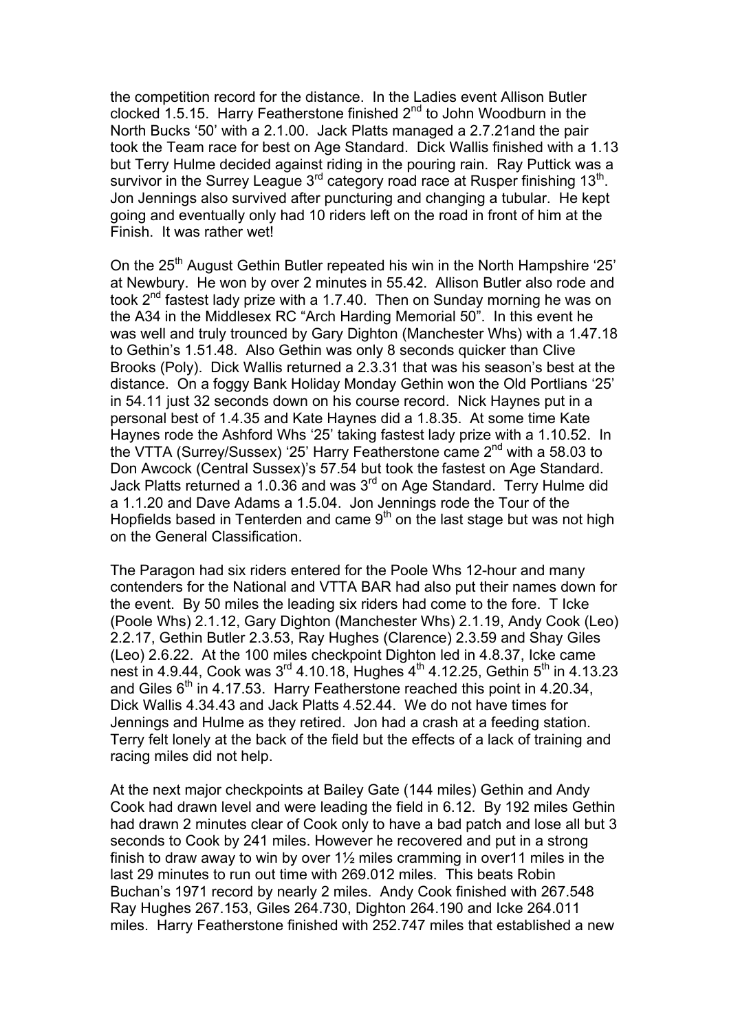the competition record for the distance. In the Ladies event Allison Butler clocked 1.5.15. Harry Featherstone finished 2nd to John Woodburn in the North Bucks '50' with a 2.1.00. Jack Platts managed a 2.7.21and the pair took the Team race for best on Age Standard. Dick Wallis finished with a 1.13 but Terry Hulme decided against riding in the pouring rain. Ray Puttick was a survivor in the Surrey League 3rd category road race at Rusper finishing 13th. Jon Jennings also survived after puncturing and changing a tubular. He kept going and eventually only had 10 riders left on the road in front of him at the Finish. It was rather wet!

On the 25th August Gethin Butler repeated his win in the North Hampshire '25' at Newbury. He won by over 2 minutes in 55.42. Allison Butler also rode and took 2nd fastest lady prize with a 1.7.40. Then on Sunday morning he was on the A34 in the Middlesex RC "Arch Harding Memorial 50". In this event he was well and truly trounced by Gary Dighton (Manchester Whs) with a 1.47.18 to Gethin's 1.51.48. Also Gethin was only 8 seconds quicker than Clive Brooks (Poly). Dick Wallis returned a 2.3.31 that was his season's best at the distance. On a foggy Bank Holiday Monday Gethin won the Old Portlians '25' in 54.11 just 32 seconds down on his course record. Nick Haynes put in a personal best of 1.4.35 and Kate Haynes did a 1.8.35. At some time Kate Haynes rode the Ashford Whs '25' taking fastest lady prize with a 1.10.52. In the VTTA (Surrey/Sussex) '25' Harry Featherstone came 2nd with a 58.03 to Don Awcock (Central Sussex)'s 57.54 but took the fastest on Age Standard. Jack Platts returned a 1.0.36 and was 3rd on Age Standard. Terry Hulme did a 1.1.20 and Dave Adams a 1.5.04. Jon Jennings rode the Tour of the Hopfields based in Tenterden and came 9th on the last stage but was not high on the General Classification.

The Paragon had six riders entered for the Poole Whs 12-hour and many contenders for the National and VTTA BAR had also put their names down for the event. By 50 miles the leading six riders had come to the fore. T Icke (Poole Whs) 2.1.12, Gary Dighton (Manchester Whs) 2.1.19, Andy Cook (Leo) 2.2.17, Gethin Butler 2.3.53, Ray Hughes (Clarence) 2.3.59 and Shay Giles (Leo) 2.6.22. At the 100 miles checkpoint Dighton led in 4.8.37, Icke came nest in 4.9.44, Cook was 3rd 4.10.18, Hughes 4th 4.12.25, Gethin 5th in 4.13.23 and Giles 6th in 4.17.53. Harry Featherstone reached this point in 4.20.34, Dick Wallis 4.34.43 and Jack Platts 4.52.44. We do not have times for Jennings and Hulme as they retired. Jon had a crash at a feeding station. Terry felt lonely at the back of the field but the effects of a lack of training and racing miles did not help.

At the next major checkpoints at Bailey Gate (144 miles) Gethin and Andy Cook had drawn level and were leading the field in 6.12. By 192 miles Gethin had drawn 2 minutes clear of Cook only to have a bad patch and lose all but 3 seconds to Cook by 241 miles. However he recovered and put in a strong finish to draw away to win by over 1½ miles cramming in over11 miles in the last 29 minutes to run out time with 269.012 miles. This beats Robin Buchan's 1971 record by nearly 2 miles. Andy Cook finished with 267.548 Ray Hughes 267.153, Giles 264.730, Dighton 264.190 and Icke 264.011 miles. Harry Featherstone finished with 252.747 miles that established a new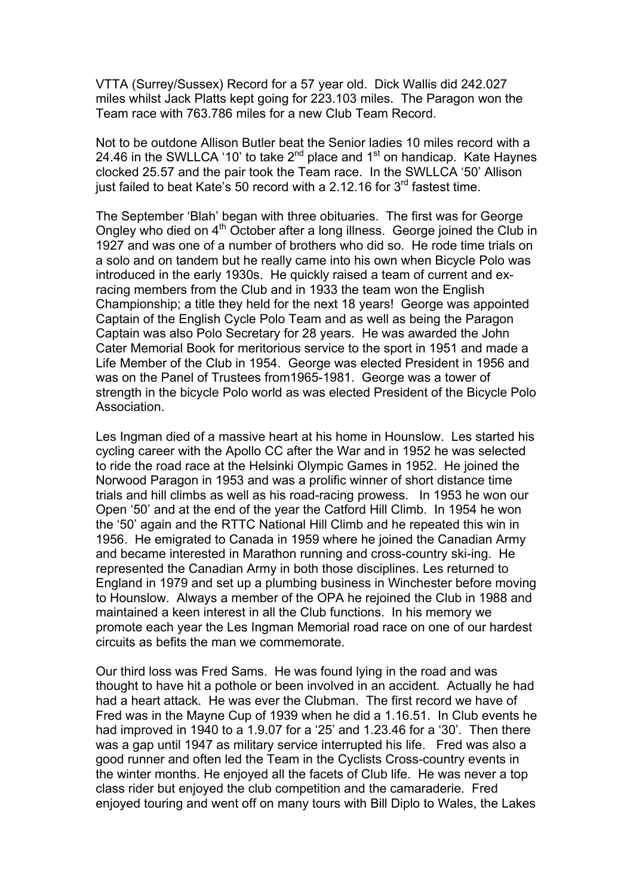VTTA (Surrey/Sussex) Record for a 57 year old. Dick Wallis did 242.027 miles whilst Jack Platts kept going for 223.103 miles. The Paragon won the Team race with 763.786 miles for a new Club Team Record.

Not to be outdone Allison Butler beat the Senior ladies 10 miles record with a 24.46 in the SWLLCA '10' to take 2nd place and 1st on handicap. Kate Haynes clocked 25.57 and the pair took the Team race. In the SWLLCA '50' Allison just failed to beat Kate's 50 record with a 2.12.16 for 3rd fastest time.

The September 'Blah' began with three obituaries. The first was for George Ongley who died on 4th October after a long illness. George joined the Club in 1927 and was one of a number of brothers who did so. He rode time trials on a solo and on tandem but he really came into his own when Bicycle Polo was introduced in the early 1930s. He quickly raised a team of current and ex-racing members from the Club and in 1933 the team won the English Championship; a title they held for the next 18 years! George was appointed Captain of the English Cycle Polo Team and as well as being the Paragon Captain was also Polo Secretary for 28 years. He was awarded the John Cater Memorial Book for meritorious service to the sport in 1951 and made a Life Member of the Club in 1954. George was elected President in 1956 and was on the Panel of Trustees from1965-1981. George was a tower of strength in the bicycle Polo world as was elected President of the Bicycle Polo Association.

Les Ingman died of a massive heart at his home in Hounslow. Les started his cycling career with the Apollo CC after the War and in 1952 he was selected to ride the road race at the Helsinki Olympic Games in 1952. He joined the Norwood Paragon in 1953 and was a prolific winner of short distance time trials and hill climbs as well as his road-racing prowess. In 1953 he won our Open '50' and at the end of the year the Catford Hill Climb. In 1954 he won the '50' again and the RTTC National Hill Climb and he repeated this win in 1956. He emigrated to Canada in 1959 where he joined the Canadian Army and became interested in Marathon running and cross-country ski-ing. He represented the Canadian Army in both those disciplines. Les returned to England in 1979 and set up a plumbing business in Winchester before moving to Hounslow. Always a member of the OPA he rejoined the Club in 1988 and maintained a keen interest in all the Club functions. In his memory we promote each year the Les Ingman Memorial road race on one of our hardest circuits as befits the man we commemorate.

Our third loss was Fred Sams. He was found lying in the road and was thought to have hit a pothole or been involved in an accident. Actually he had had a heart attack. He was ever the Clubman. The first record we have of Fred was in the Mayne Cup of 1939 when he did a 1.16.51. In Club events he had improved in 1940 to a 1.9.07 for a '25' and 1.23.46 for a '30'. Then there was a gap until 1947 as military service interrupted his life. Fred was also a good runner and often led the Team in the Cyclists Cross-country events in the winter months. He enjoyed all the facets of Club life. He was never a top class rider but enjoyed the club competition and the camaraderie. Fred enjoyed touring and went off on many tours with Bill Diplo to Wales, the Lakes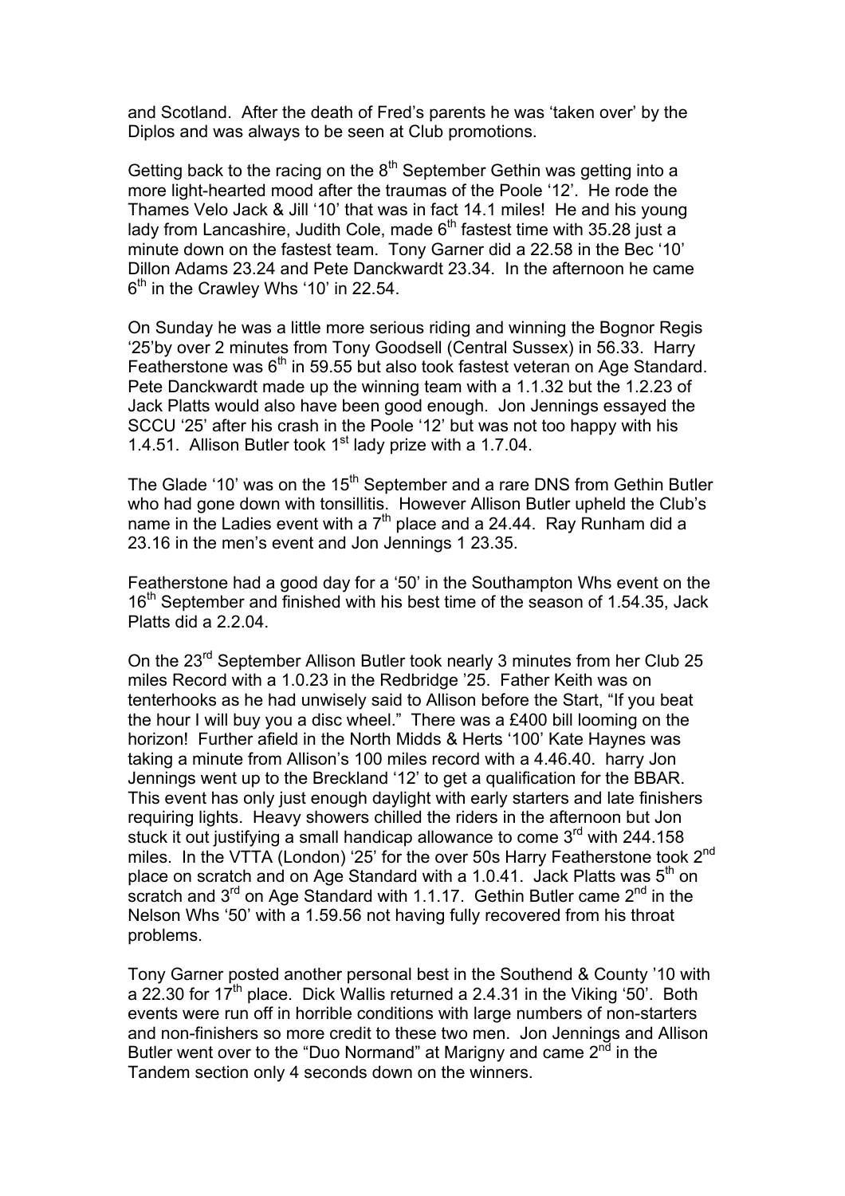and Scotland. After the death of Fred's parents he was 'taken over' by the Diplos and was always to be seen at Club promotions.

Getting back to the racing on the 8th September Gethin was getting into a more light-hearted mood after the traumas of the Poole '12'. He rode the Thames Velo Jack & Jill '10' that was in fact 14.1 miles! He and his young lady from Lancashire, Judith Cole, made 6th fastest time with 35.28 just a minute down on the fastest team. Tony Garner did a 22.58 in the Bec '10' Dillon Adams 23.24 and Pete Danckwardt 23.34. In the afternoon he came 6th in the Crawley Whs '10' in 22.54.

On Sunday he was a little more serious riding and winning the Bognor Regis '25'by over 2 minutes from Tony Goodsell (Central Sussex) in 56.33. Harry Featherstone was 6th in 59.55 but also took fastest veteran on Age Standard. Pete Danckwardt made up the winning team with a 1.1.32 but the 1.2.23 of Jack Platts would also have been good enough. Jon Jennings essayed the SCCU '25' after his crash in the Poole '12' but was not too happy with his 1.4.51. Allison Butler took 1st lady prize with a 1.7.04.

The Glade '10' was on the 15th September and a rare DNS from Gethin Butler who had gone down with tonsillitis. However Allison Butler upheld the Club's name in the Ladies event with a 7th place and a 24.44. Ray Runham did a 23.16 in the men's event and Jon Jennings 1 23.35.

Featherstone had a good day for a '50' in the Southampton Whs event on the 16th September and finished with his best time of the season of 1.54.35, Jack Platts did a 2.2.04.

On the 23rd September Allison Butler took nearly 3 minutes from her Club 25 miles Record with a 1.0.23 in the Redbridge '25. Father Keith was on tenterhooks as he had unwisely said to Allison before the Start, "If you beat the hour I will buy you a disc wheel." There was a £400 bill looming on the horizon! Further afield in the North Midds & Herts '100' Kate Haynes was taking a minute from Allison's 100 miles record with a 4.46.40. harry Jon Jennings went up to the Breckland '12' to get a qualification for the BBAR. This event has only just enough daylight with early starters and late finishers requiring lights. Heavy showers chilled the riders in the afternoon but Jon stuck it out justifying a small handicap allowance to come 3rd with 244.158 miles. In the VTTA (London) '25' for the over 50s Harry Featherstone took 2nd place on scratch and on Age Standard with a 1.0.41. Jack Platts was 5th on scratch and 3rd on Age Standard with 1.1.17. Gethin Butler came 2nd in the Nelson Whs '50' with a 1.59.56 not having fully recovered from his throat problems.

Tony Garner posted another personal best in the Southend & County '10 with a 22.30 for 17th place. Dick Wallis returned a 2.4.31 in the Viking '50'. Both events were run off in horrible conditions with large numbers of non-starters and non-finishers so more credit to these two men. Jon Jennings and Allison Butler went over to the "Duo Normand" at Marigny and came 2nd in the Tandem section only 4 seconds down on the winners.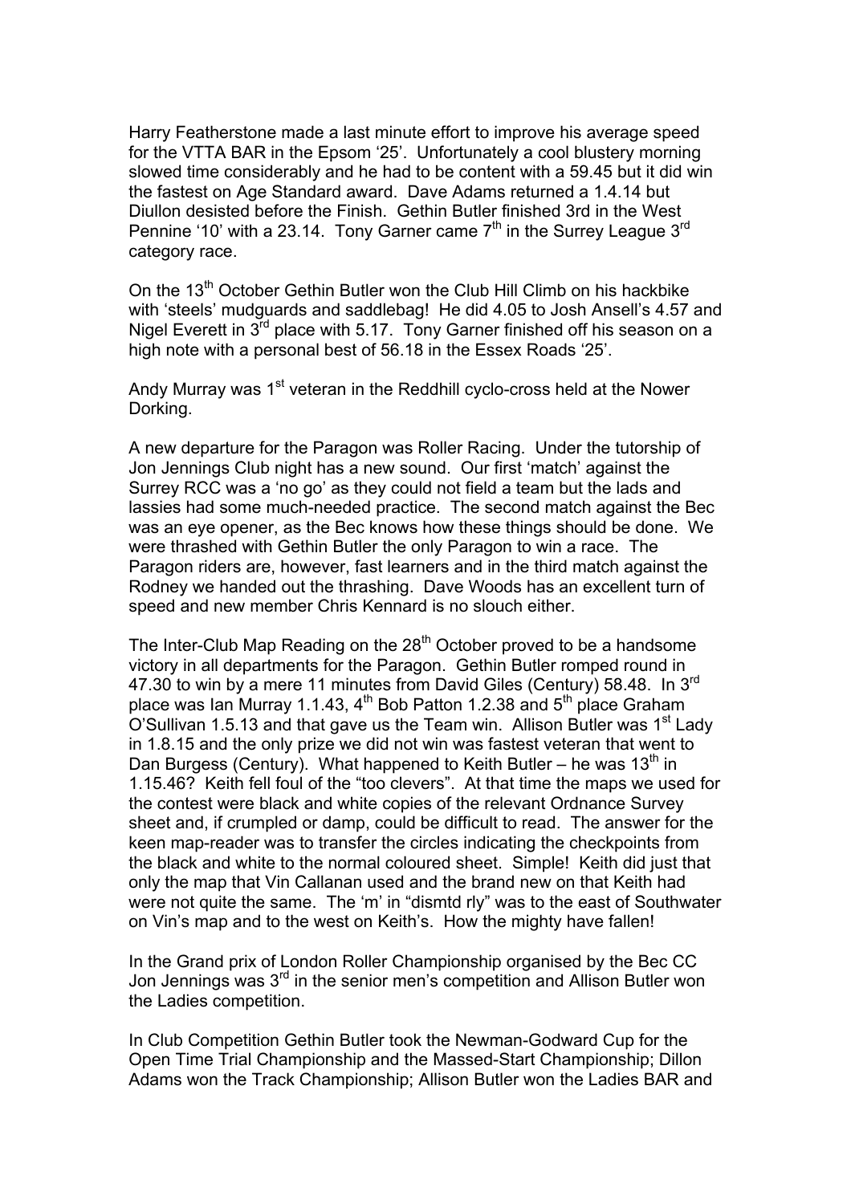Harry Featherstone made a last minute effort to improve his average speed for the VTTA BAR in the Epsom '25'. Unfortunately a cool blustery morning slowed time considerably and he had to be content with a 59.45 but it did win the fastest on Age Standard award. Dave Adams returned a 1.4.14 but Diullon desisted before the Finish. Gethin Butler finished 3rd in the West Pennine '10' with a 23.14. Tony Garner came 7th in the Surrey League 3rd category race.

On the 13th October Gethin Butler won the Club Hill Climb on his hackbike with 'steels' mudguards and saddlebag! He did 4.05 to Josh Ansell's 4.57 and Nigel Everett in 3rd place with 5.17. Tony Garner finished off his season on a high note with a personal best of 56.18 in the Essex Roads '25'.

Andy Murray was 1st veteran in the Reddhill cyclo-cross held at the Nower Dorking.

A new departure for the Paragon was Roller Racing. Under the tutorship of Jon Jennings Club night has a new sound. Our first 'match' against the Surrey RCC was a 'no go' as they could not field a team but the lads and lassies had some much-needed practice. The second match against the Bec was an eye opener, as the Bec knows how these things should be done. We were thrashed with Gethin Butler the only Paragon to win a race. The Paragon riders are, however, fast learners and in the third match against the Rodney we handed out the thrashing. Dave Woods has an excellent turn of speed and new member Chris Kennard is no slouch either.

The Inter-Club Map Reading on the 28th October proved to be a handsome victory in all departments for the Paragon. Gethin Butler romped round in 47.30 to win by a mere 11 minutes from David Giles (Century) 58.48. In 3rd place was Ian Murray 1.1.43, 4th Bob Patton 1.2.38 and 5th place Graham O'Sullivan 1.5.13 and that gave us the Team win. Allison Butler was 1st Lady in 1.8.15 and the only prize we did not win was fastest veteran that went to Dan Burgess (Century). What happened to Keith Butler – he was 13th in 1.15.46? Keith fell foul of the "too clevers". At that time the maps we used for the contest were black and white copies of the relevant Ordnance Survey sheet and, if crumpled or damp, could be difficult to read. The answer for the keen map-reader was to transfer the circles indicating the checkpoints from the black and white to the normal coloured sheet. Simple! Keith did just that only the map that Vin Callanan used and the brand new on that Keith had were not quite the same. The 'm' in "dismtd rly" was to the east of Southwater on Vin's map and to the west on Keith's. How the mighty have fallen!

In the Grand prix of London Roller Championship organised by the Bec CC Jon Jennings was 3rd in the senior men's competition and Allison Butler won the Ladies competition.

In Club Competition Gethin Butler took the Newman-Godward Cup for the Open Time Trial Championship and the Massed-Start Championship; Dillon Adams won the Track Championship; Allison Butler won the Ladies BAR and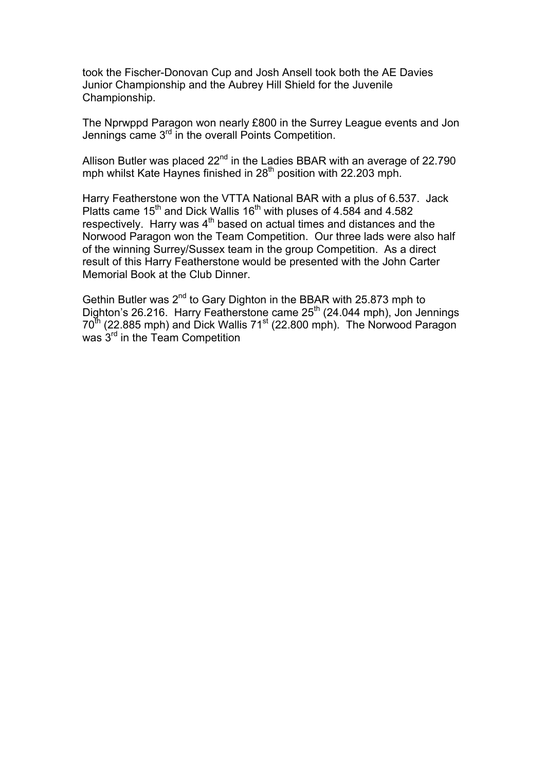took the Fischer-Donovan Cup and Josh Ansell took both the AE Davies Junior Championship and the Aubrey Hill Shield for the Juvenile Championship.

The Nprwppd Paragon won nearly £800 in the Surrey League events and Jon Jennings came 3rd in the overall Points Competition.

Allison Butler was placed 22nd in the Ladies BBAR with an average of 22.790 mph whilst Kate Haynes finished in 28th position with 22.203 mph.

Harry Featherstone won the VTTA National BAR with a plus of 6.537. Jack Platts came 15th and Dick Wallis 16th with pluses of 4.584 and 4.582 respectively. Harry was 4th based on actual times and distances and the Norwood Paragon won the Team Competition. Our three lads were also half of the winning Surrey/Sussex team in the group Competition. As a direct result of this Harry Featherstone would be presented with the John Carter Memorial Book at the Club Dinner.

Gethin Butler was 2nd to Gary Dighton in the BBAR with 25.873 mph to Dighton's 26.216. Harry Featherstone came 25th (24.044 mph), Jon Jennings 70th (22.885 mph) and Dick Wallis 71st (22.800 mph). The Norwood Paragon was 3rd in the Team Competition